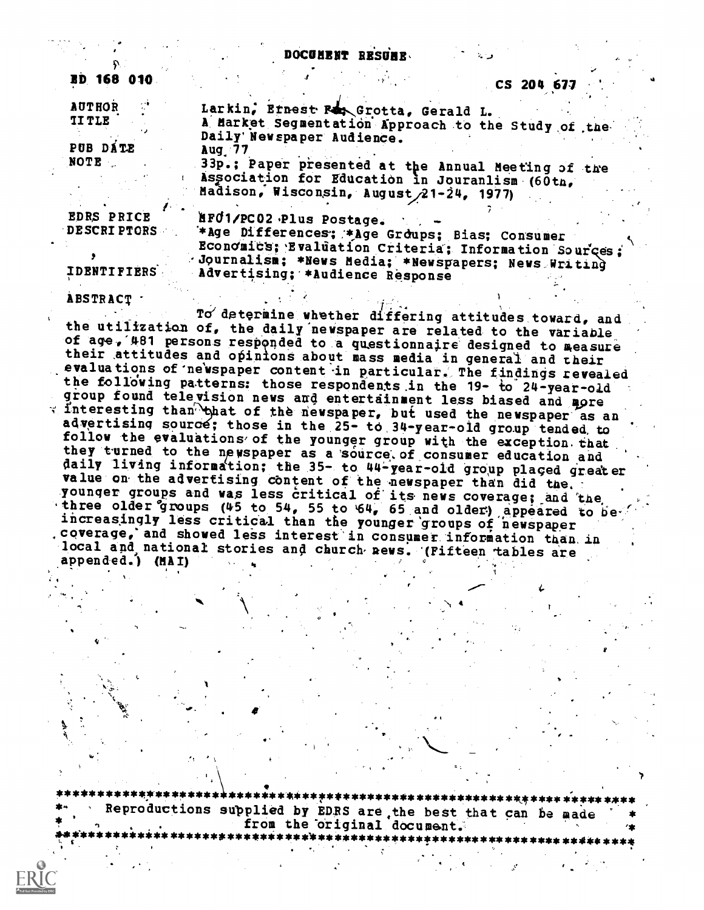# DOCUMENT RESUME

ED 168 010 CS 204 677

| | |
|---|---|
| AUTHOR | Larkin, Ernest F.; Grotta, Gerald L. |
| TITLE | A Market Segmentation Approach to the Study of the Daily Newspaper Audience. |
| PUB DATE | Aug 77 |
| NOTE | 33p.; Paper presented at the Annual Meeting of the Association for Education in Jouranlism (60th, Madison, Wisconsin, August 21-24, 1977) |
| EDRS PRICE | MF01/PC02 Plus Postage. |
| DESCRIPTORS | *Age Differences; *Age Groups; Bias; Consumer Economics; Evaluation Criteria; Information Sources; Journalism; *News Media; *Newspapers; News Writing |
| IDENTIFIERS | Advertising; *Audience Response |

## ABSTRACT

To determine whether differing attitudes toward, and the utilization of, the daily newspaper are related to the variable of age, 481 persons responded to a questionnaire designed to measure their attitudes and opinions about mass media in general and their evaluations of newspaper content in particular. The findings revealed the following patterns: those respondents in the 19- to 24-year-old group found television news and entertainment less biased and more interesting than that of the newspaper, but used the newspaper as an advertising source; those in the 25- to 34-year-old group tended to follow the evaluations of the younger group with the exception that they turned to the newspaper as a source of consumer education and daily living information; the 35- to 44-year-old group placed greater value on the advertising content of the newspaper than did the younger groups and was less critical of its news coverage; and the three older groups (45 to 54, 55 to 64, 65 and older) appeared to be increasingly less critical than the younger groups of newspaper coverage, and showed less interest in consumer information than in local and national stories and church news. (Fifteen tables are appended.) (MAI)

---

Reproductions supplied by EDRS are the best that can be made from the original document.

---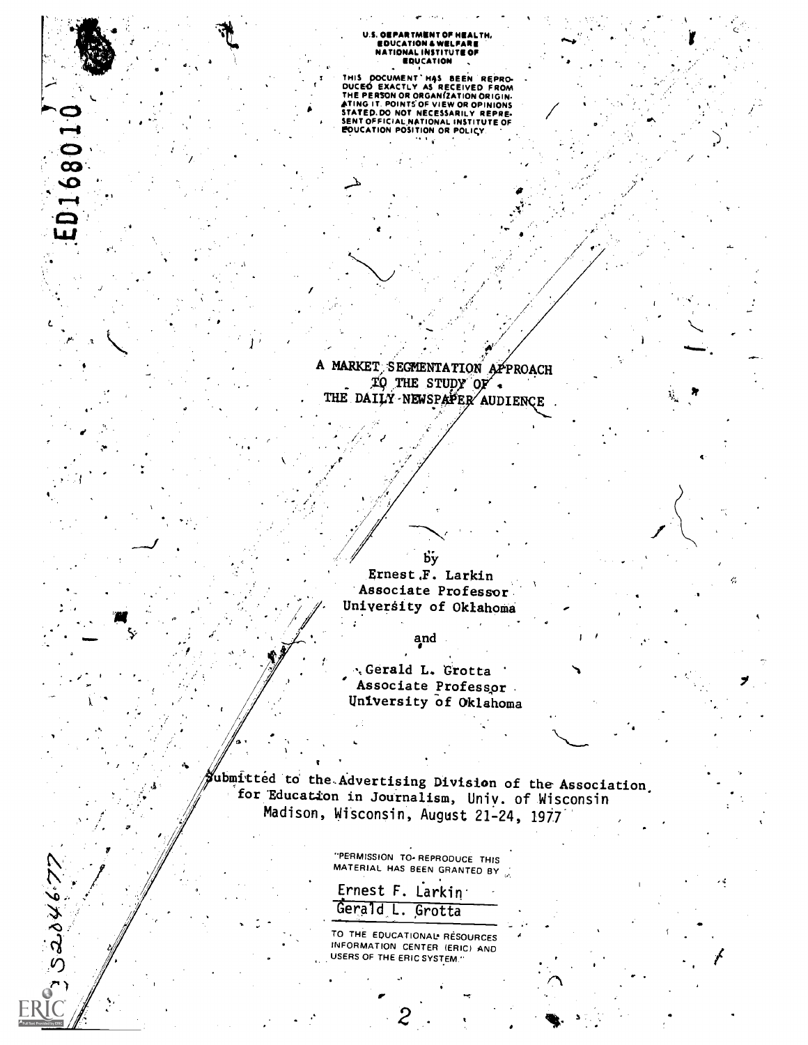U.S. DEPARTMENT OF HEALTH, EDUCATION & WELFARE NATIONAL INSTITUTE OF EDUCATION

THIS DOCUMENT HAS BEEN REPRODUCED EXACTLY AS RECEIVED FROM THE PERSON OR ORGANIZATION ORIGINATING IT. POINTS OF VIEW OR OPINIONS STATED DO NOT NECESSARILY REPRESENT OFFICIAL NATIONAL INSTITUTE OF EDUCATION POSITION OR POLICY

ED168010

# A MARKET SEGMENTATION APPROACH TO THE STUDY OF THE DAILY NEWSPAPER AUDIENCE

by

Ernest F. Larkin
Associate Professor
University of Oklahoma

and

Gerald L. Grotta
Associate Professor
University of Oklahoma

Submitted to the Advertising Division of the Association for Education in Journalism, Univ. of Wisconsin
Madison, Wisconsin, August 21-24, 1977

"PERMISSION TO REPRODUCE THIS MATERIAL HAS BEEN GRANTED BY

Ernest F. Larkin
Gerald L. Grotta

TO THE EDUCATIONAL RESOURCES INFORMATION CENTER (ERIC) AND USERS OF THE ERIC SYSTEM."

CS 204677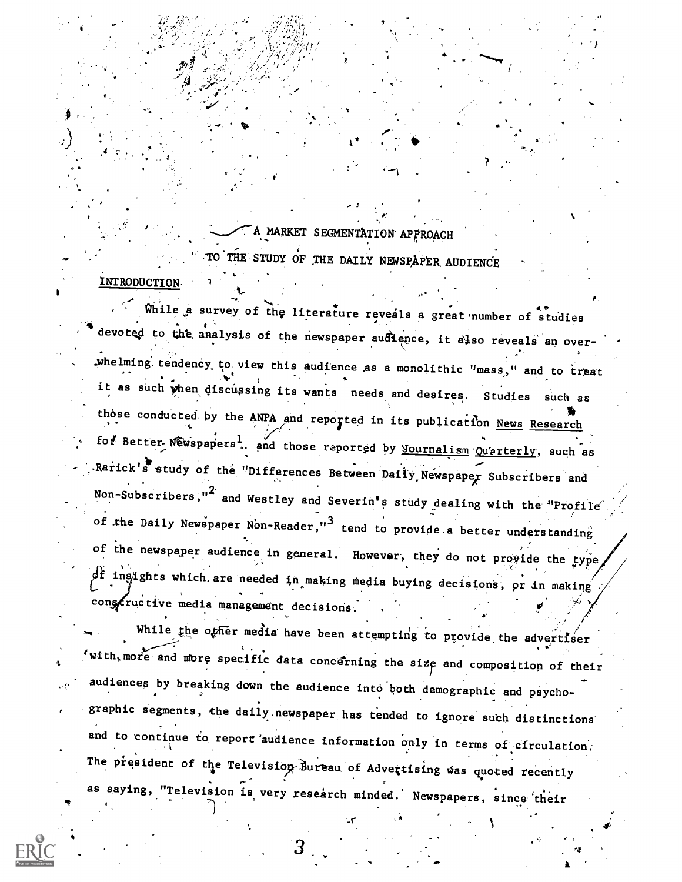# A MARKET SEGMENTATION APPROACH TO THE STUDY OF THE DAILY NEWSPAPER AUDIENCE

## INTRODUCTION

While a survey of the literature reveals a great number of studies devoted to the analysis of the newspaper audience, it also reveals an overwhelming tendency to view this audience as a monolithic "mass," and to treat it as such when discussing its wants needs and desires. Studies such as those conducted by the ANPA and reported in its publication News Research for Better Newspapers[1], and those reported by Journalism Quarterly, such as Rarick's study of the "Differences Between Daily Newspaper Subscribers and Non-Subscribers,"[2] and Westley and Severin's study dealing with the "Profile of the Daily Newspaper Non-Reader,"[3] tend to provide a better understanding of the newspaper audience in general. However, they do not provide the type of insights which are needed in making media buying decisions, or in making constructive media management decisions.

While the other media have been attempting to provide the advertiser with more and more specific data concerning the size and composition of their audiences by breaking down the audience into both demographic and psychographic segments, the daily newspaper has tended to ignore such distinctions and to continue to report audience information only in terms of circulation. The president of the Television Bureau of Advertising was quoted recently as saying, "Television is very research minded. Newspapers, since their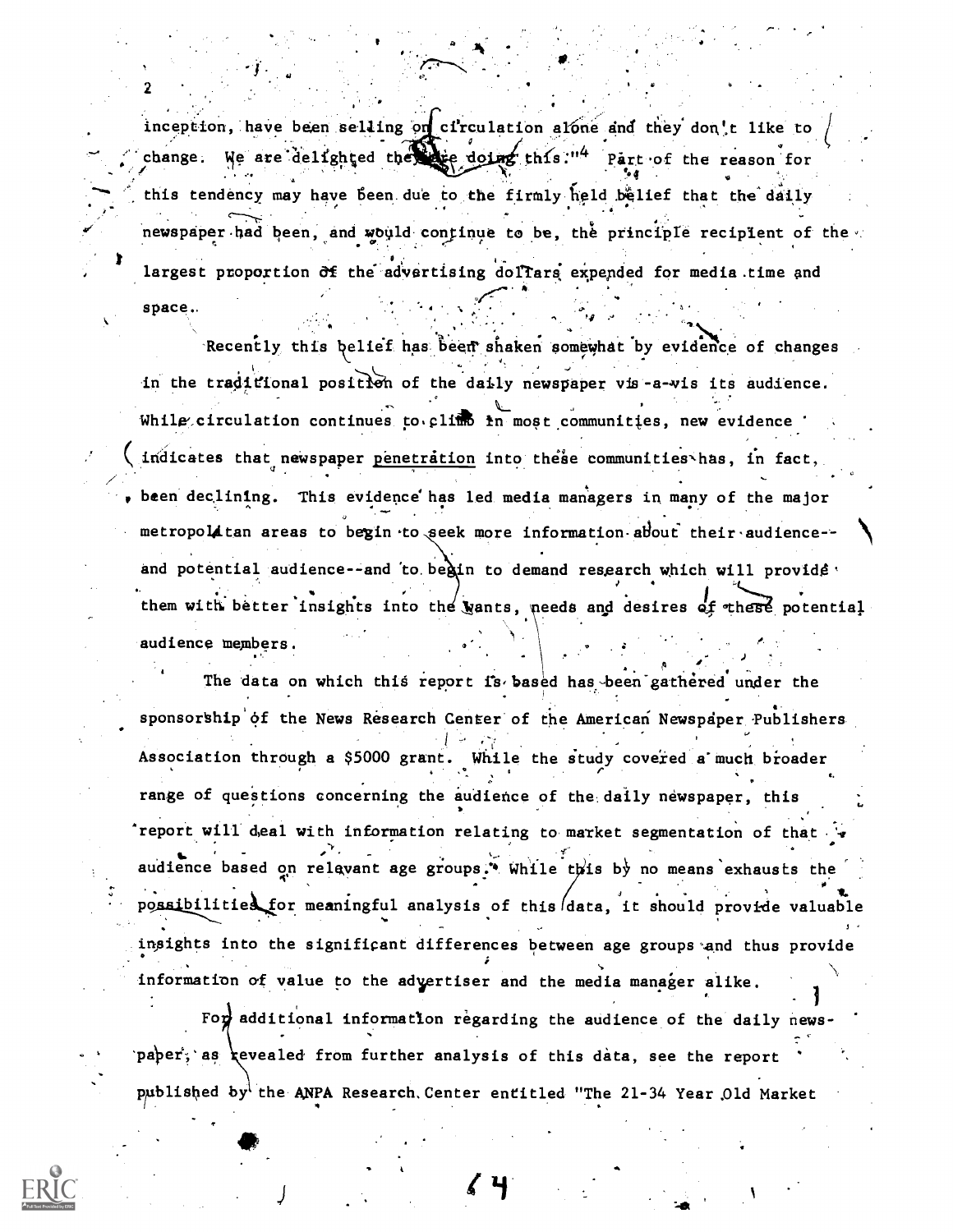inception, have been selling on circulation alone and they don't like to change. We are delighted they are doing this."[4] Part of the reason for this tendency may have been due to the firmly held belief that the daily newspaper had been, and would continue to be, the principle recipient of the largest proportion of the advertising dollars expended for media time and space.

Recently this belief has been shaken somewhat by evidence of changes in the traditional position of the daily newspaper vis-a-vis its audience. While circulation continues to climb in most communities, new evidence indicates that newspaper <u>penetration</u> into these communities has, in fact, been declining. This evidence has led media managers in many of the major metropolitan areas to begin to seek more information about their audience--and potential audience--and to begin to demand research which will provide them with better insights into the wants, needs and desires of these potential audience members.

The data on which this report is based has been gathered under the sponsorship of the News Research Center of the American Newspaper Publishers Association through a $5000 grant. While the study covered a much broader range of questions concerning the audience of the daily newspaper, this report will deal with information relating to market segmentation of that audience based on relevant age groups.* While this by no means exhausts the possibilities for meaningful analysis of this data, it should provide valuable insights into the significant differences between age groups and thus provide information of value to the advertiser and the media manager alike.

For additional information regarding the audience of the daily newspaper, as revealed from further analysis of this data, see the report published by the ANPA Research Center entitled "The 21-34 Year Old Market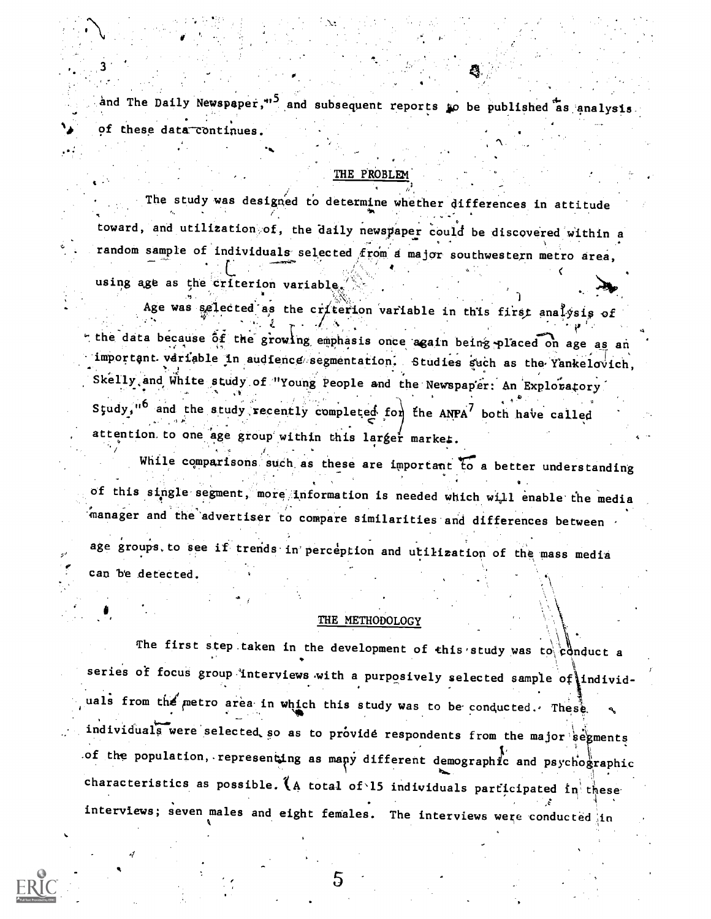and The Daily Newspaper,"[5] and subsequent reports to be published as analysis of these data continues.

## THE PROBLEM

The study was designed to determine whether differences in attitude toward, and utilization of, the daily newspaper could be discovered within a random sample of individuals selected from a major southwestern metro area, using age as the criterion variable.

Age was selected as the criterion variable in this first analysis of the data because of the growing emphasis once again being placed on age as an important variable in audience segmentation. Studies such as the Yankelovich, Skelly and White study of "Young People and the Newspaper: An Exploratory Study,"[6] and the study recently completed for the ANPA[7] both have called attention to one age group within this larger market.

While comparisons such as these are important to a better understanding of this single segment, more information is needed which will enable the media manager and the advertiser to compare similarities and differences between age groups to see if trends in perception and utilization of the mass media can be detected.

## THE METHODOLOGY

The first step taken in the development of this study was to conduct a series of focus group interviews with a purposively selected sample of individuals from the metro area in which this study was to be conducted. These individuals were selected so as to provide respondents from the major segments of the population, representing as many different demographic and psychographic characteristics as possible. A total of 15 individuals participated in these interviews; seven males and eight females. The interviews were conducted in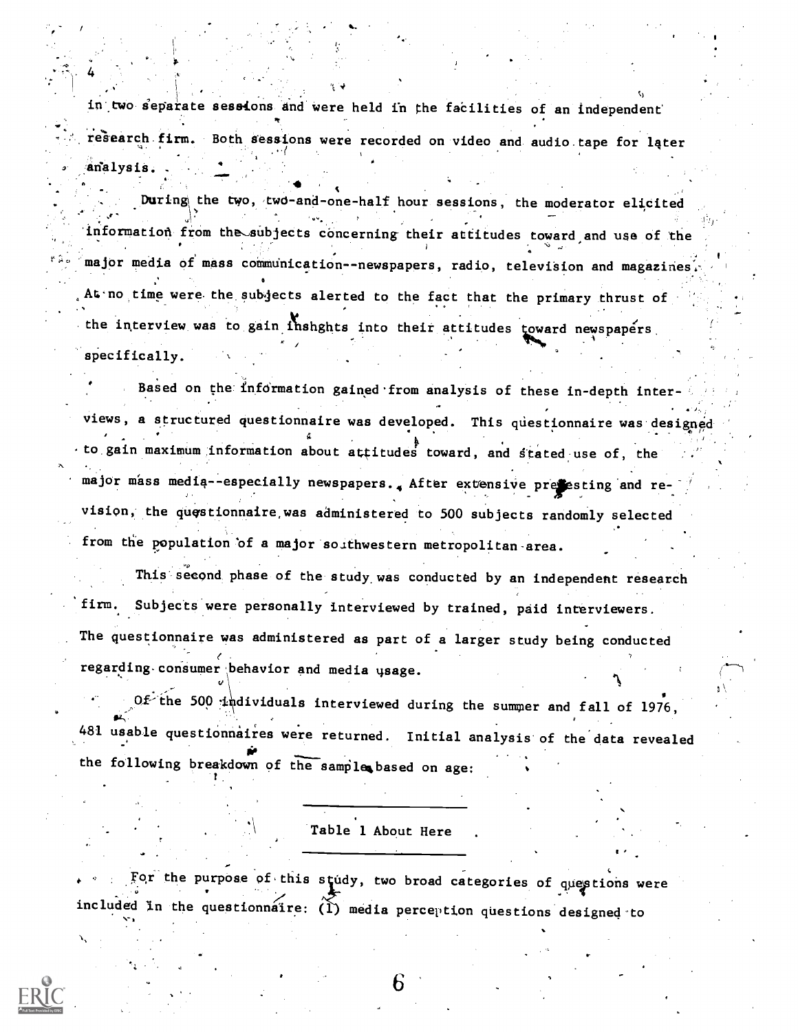in two separate sessions and were held in the facilities of an independent research firm. Both sessions were recorded on video and audio tape for later analysis.

During the two, two-and-one-half hour sessions, the moderator elicited information from the subjects concerning their attitudes toward and use of the major media of mass communication--newspapers, radio, television and magazines. At no time were the subjects alerted to the fact that the primary thrust of the interview was to gain inshghts into their attitudes toward newspapers specifically.

Based on the information gained from analysis of these in-depth interviews, a structured questionnaire was developed. This questionnaire was designed to gain maximum information about attitudes toward, and stated use of, the major mass media--especially newspapers. After extensive pretesting and revision, the questionnaire was administered to 500 subjects randomly selected from the population of a major southwestern metropolitan area.

This second phase of the study was conducted by an independent research firm. Subjects were personally interviewed by trained, paid interviewers. The questionnaire was administered as part of a larger study being conducted regarding consumer behavior and media usage.

Of the 500 individuals interviewed during the summer and fall of 1976, 481 usable questionnaires were returned. Initial analysis of the data revealed the following breakdown of the sample based on age:

Table 1 About Here

For the purpose of this study, two broad categories of questions were included in the questionnaire: (1) media perception questions designed to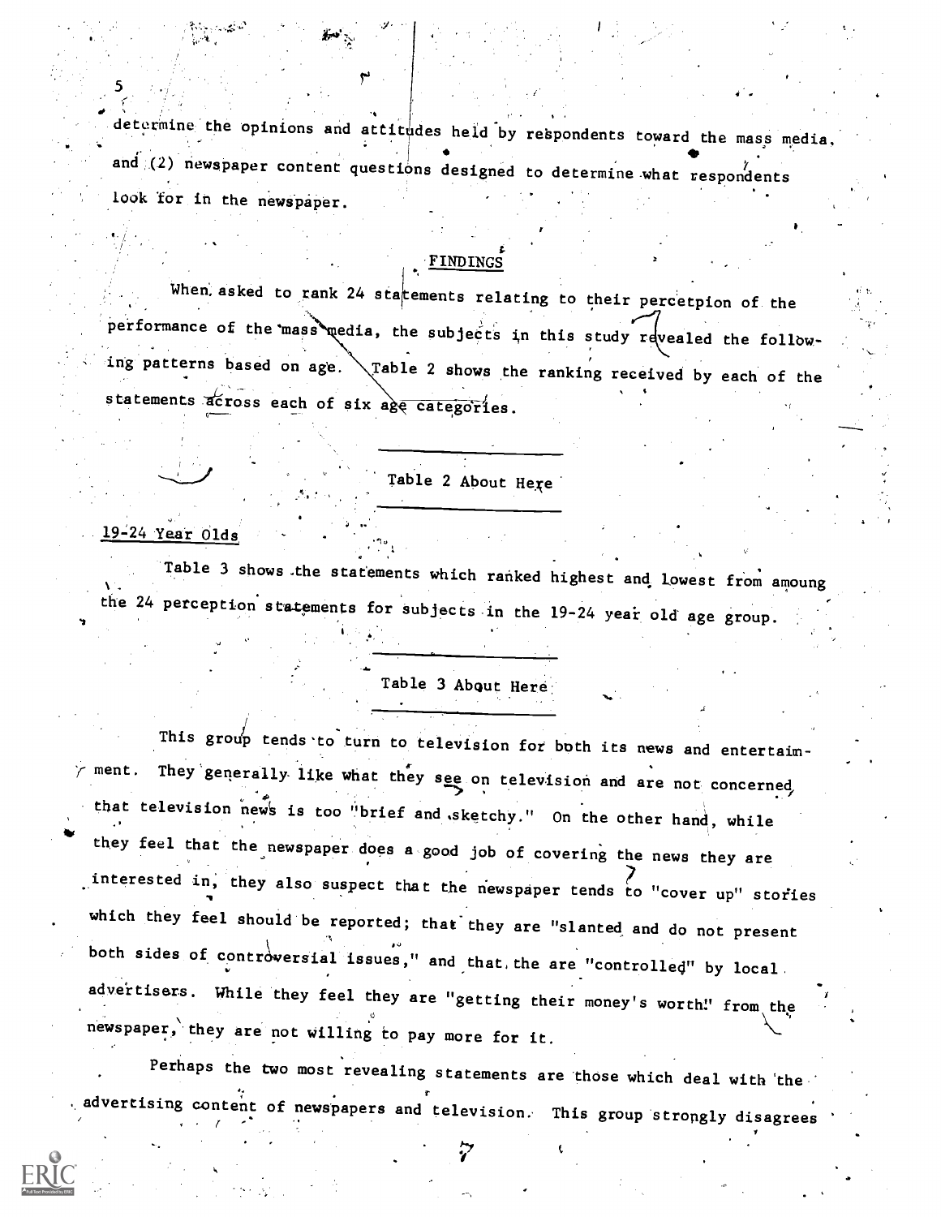determine the opinions and attitudes held by respondents toward the mass media, and (2) newspaper content questions designed to determine what respondents look for in the newspaper.

## FINDINGS

When asked to rank 24 statements relating to their percetpion of the performance of the mass media, the subjects in this study revealed the following patterns based on age. Table 2 shows the ranking received by each of the statements across each of six age categories.

---

Table 2 About Here

---

### 19-24 Year Olds

Table 3 shows the statements which ranked highest and lowest from amoung the 24 perception statements for subjects in the 19-24 year old age group.

---

Table 3 About Here

---

This group tends to turn to television for both its news and entertainment. They generally like what they see on television and are not concerned that television news is too "brief and sketchy." On the other hand, while they feel that the newspaper does a good job of covering the news they are interested in, they also suspect that the newspaper tends to "cover up" stories which they feel should be reported; that they are "slanted and do not present both sides of controversial issues," and that the are "controlled" by local advertisers. While they feel they are "getting their money's worth" from the newspaper, they are not willing to pay more for it.

Perhaps the two most revealing statements are those which deal with the advertising content of newspapers and television. This group strongly disagrees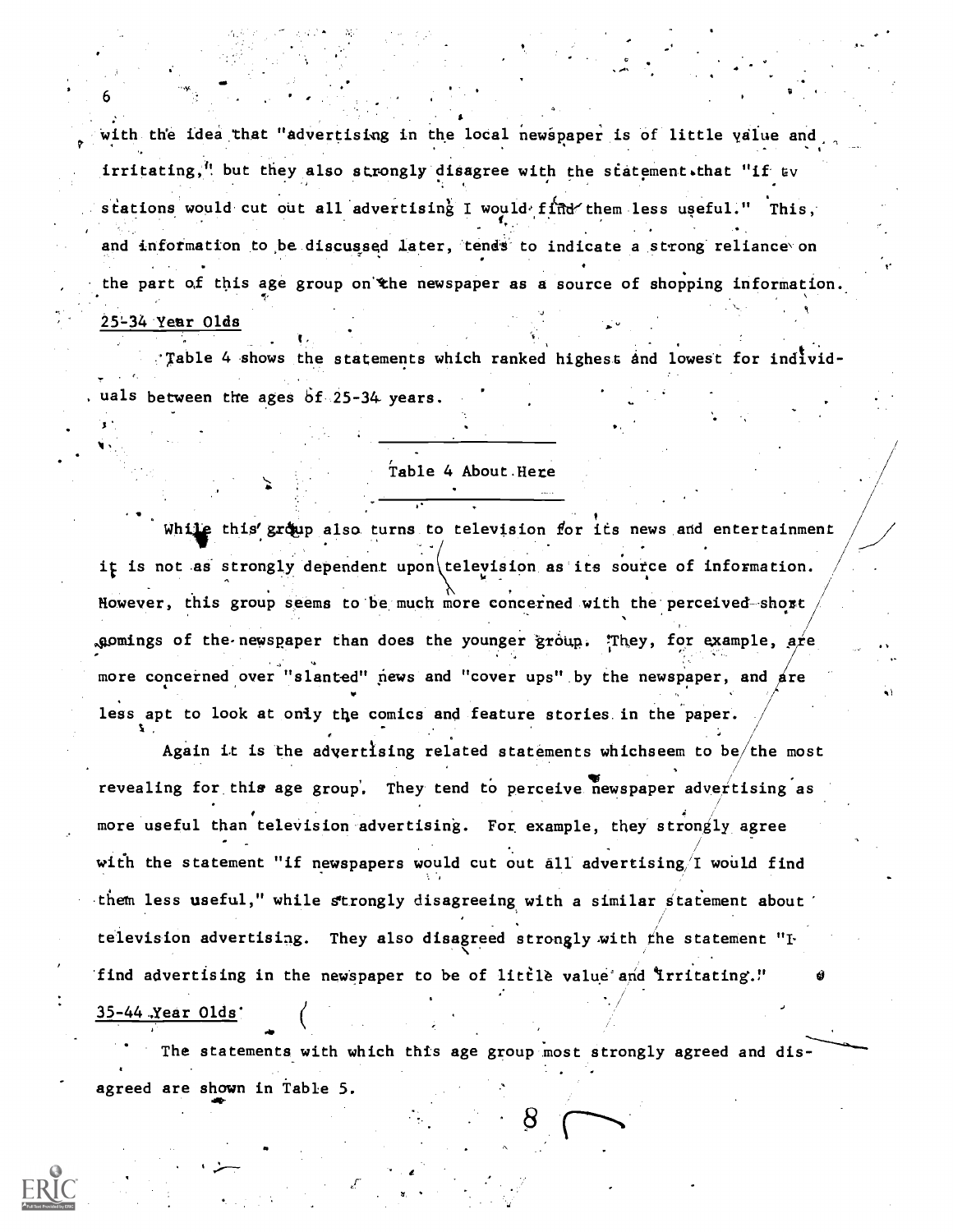with the idea that "advertising in the local newspaper is of little value and irritating," but they also strongly disagree with the statement that "if tv stations would cut out all advertising I would find them less useful." This, and information to be discussed later, tends to indicate a strong reliance on the part of this age group on the newspaper as a source of shopping information.

### 25-34 Year Olds

Table 4 shows the statements which ranked highest and lowest for individuals between the ages of 25-34 years.

---

Table 4 About Here

---

While this group also turns to television for its news and entertainment it is not as strongly dependent upon television as its source of information. However, this group seems to be much more concerned with the perceived short comings of the newspaper than does the younger group. They, for example, are more concerned over "slanted" news and "cover ups" by the newspaper, and are less apt to look at only the comics and feature stories in the paper.

Again it is the advertising related statements whichseem to be the most revealing for this age group. They tend to perceive newspaper advertising as more useful than television advertising. For example, they strongly agree with the statement "if newspapers would cut out all advertising I would find them less useful," while strongly disagreeing with a similar statement about television advertising. They also disagreed strongly with the statement "I find advertising in the newspaper to be of little value and irritating."

### 35-44 Year Olds

The statements with which this age group most strongly agreed and disagreed are shown in Table 5.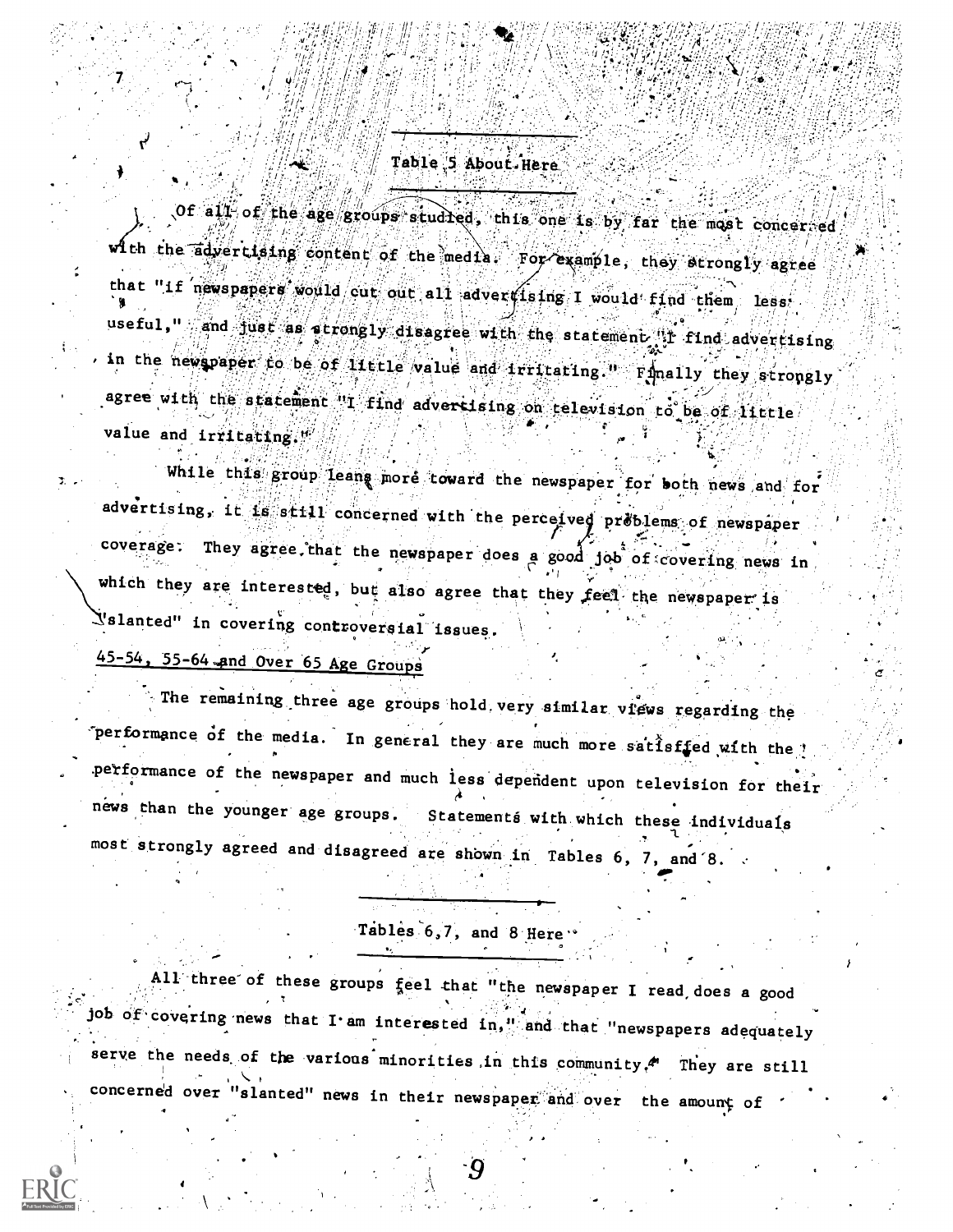Table 5 About Here

Of all of the age groups studied, this one is by far the most concerned with the advertising content of the media. For example, they strongly agree that "if newspapers would cut out all advertising I would find them less useful," and just as strongly disagree with the statement "I find advertising in the newspaper to be of little value and irritating." Finally they strongly agree with the statement "I find advertising on television to be of little value and irritating."

While this group leans more toward the newspaper for both news and for advertising, it is still concerned with the perceived problems of newspaper coverage. They agree that the newspaper does a good job of covering news in which they are interested, but also agree that they feel the newspaper is "slanted" in covering controversial issues.

## 45-54, 55-64 and Over 65 Age Groups

The remaining three age groups hold very similar views regarding the performance of the media. In general they are much more satisfied with the performance of the newspaper and much less dependent upon television for their news than the younger age groups. Statements with which these individuals most strongly agreed and disagreed are shown in Tables 6, 7, and 8.

Tables 6,7, and 8 Here

All three of these groups feel that "the newspaper I read does a good job of covering news that I am interested in," and that "newspapers adequately serve the needs of the various minorities in this community." They are still concerned over "slanted" news in their newspaper and over the amount of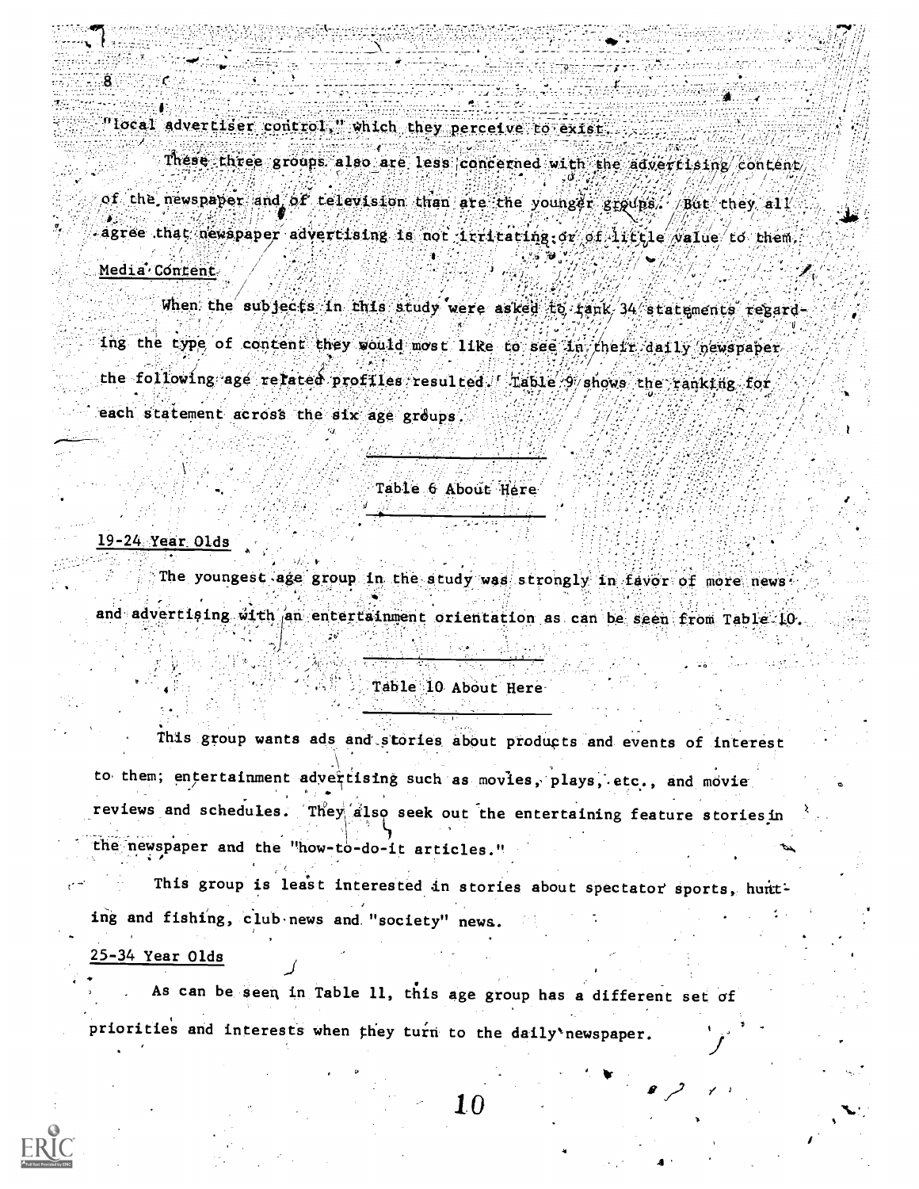"local advertiser control," which they perceive to exist.

These three groups also are less concerned with the advertising content of the newspaper and of television than are the younger groups. But they all agree that newspaper advertising is not irritating or of little value to them.

## Media Content

When the subjects in this study were asked to rank 34 statements regarding the type of content they would most like to see in their daily newspaper the following age related profiles resulted. Table 9 shows the ranking for each statement across the six age groups.

Table 6 About Here

### 19-24 Year Olds

The youngest age group in the study was strongly in favor of more news and advertising with an entertainment orientation as can be seen from Table 10.

Table 10 About Here

This group wants ads and stories about products and events of interest to them; entertainment advertising such as movies, plays, etc., and movie reviews and schedules. They also seek out the entertaining feature stories in the newspaper and the "how-to-do-it articles."

This group is least interested in stories about spectator sports, hunting and fishing, club news and "society" news.

### 25-34 Year Olds

As can be seen in Table 11, this age group has a different set of priorities and interests when they turn to the daily newspaper.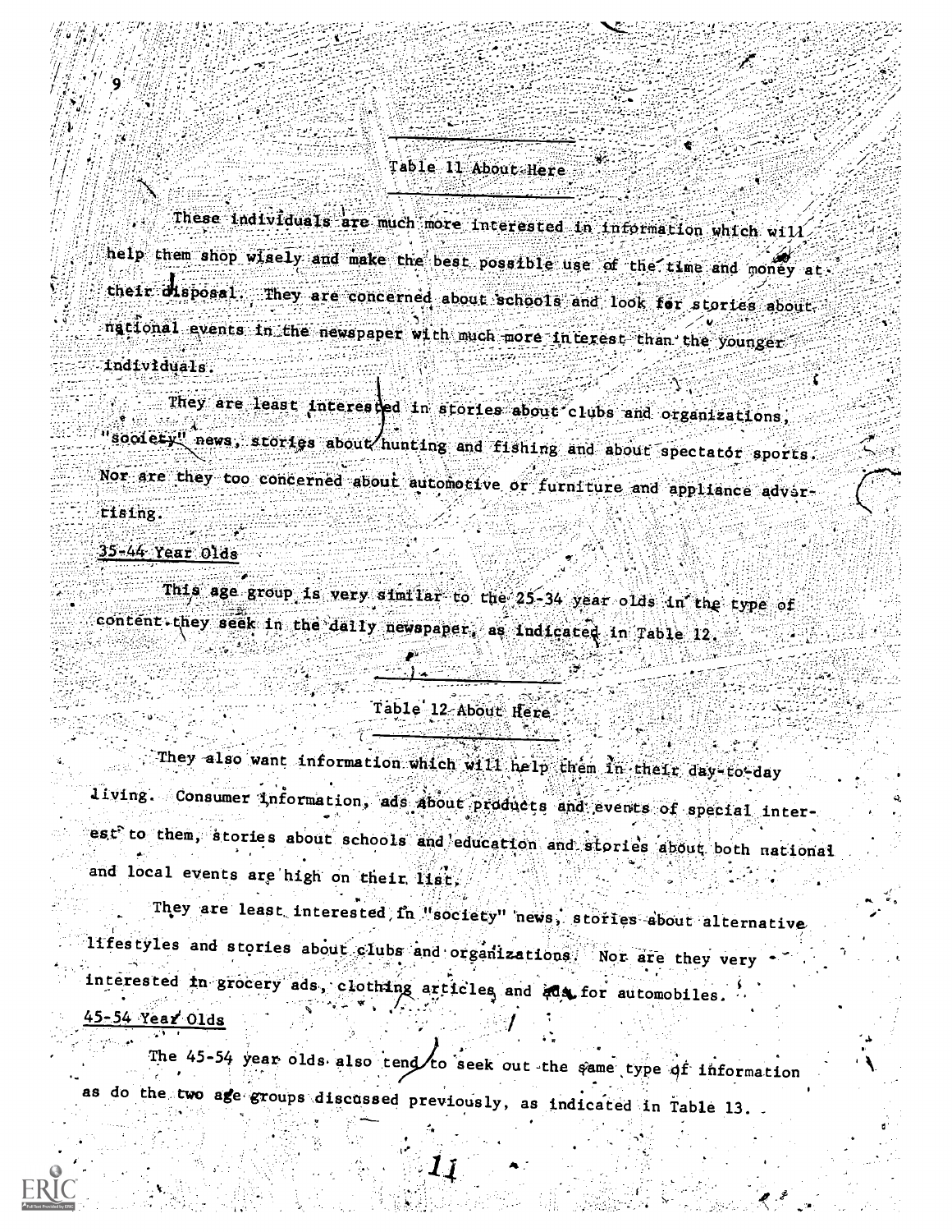---

Table 11 About Here

---

These individuals are much more interested in information which will help them shop wisely and make the best possible use of the time and money at their disposal. They are concerned about schools and look for stories about national events in the newspaper with much more interest than the younger individuals.

They are least interested in stories about clubs and organizations, "society" news, stories about hunting and fishing and about spectator sports. Nor are they too concerned about automotive or furniture and appliance advertising.

## 35-44 Year Olds

This age group is very similar to the 25-34 year olds in the type of content they seek in the daily newspaper, as indicated in Table 12.

---

Table 12 About Here

---

They also want information which will help them in their day-to-day living. Consumer information, ads about products and events of special interest to them, stories about schools and education and stories about both national and local events are high on their list.

They are least interested in "society" news, stories about alternative lifestyles and stories about clubs and organizations. Nor are they very interested in grocery ads, clothing articles and ads for automobiles.

## 45-54 Year Olds

The 45-54 year olds also tend to seek out the same type of information as do the two age groups discussed previously, as indicated in Table 13.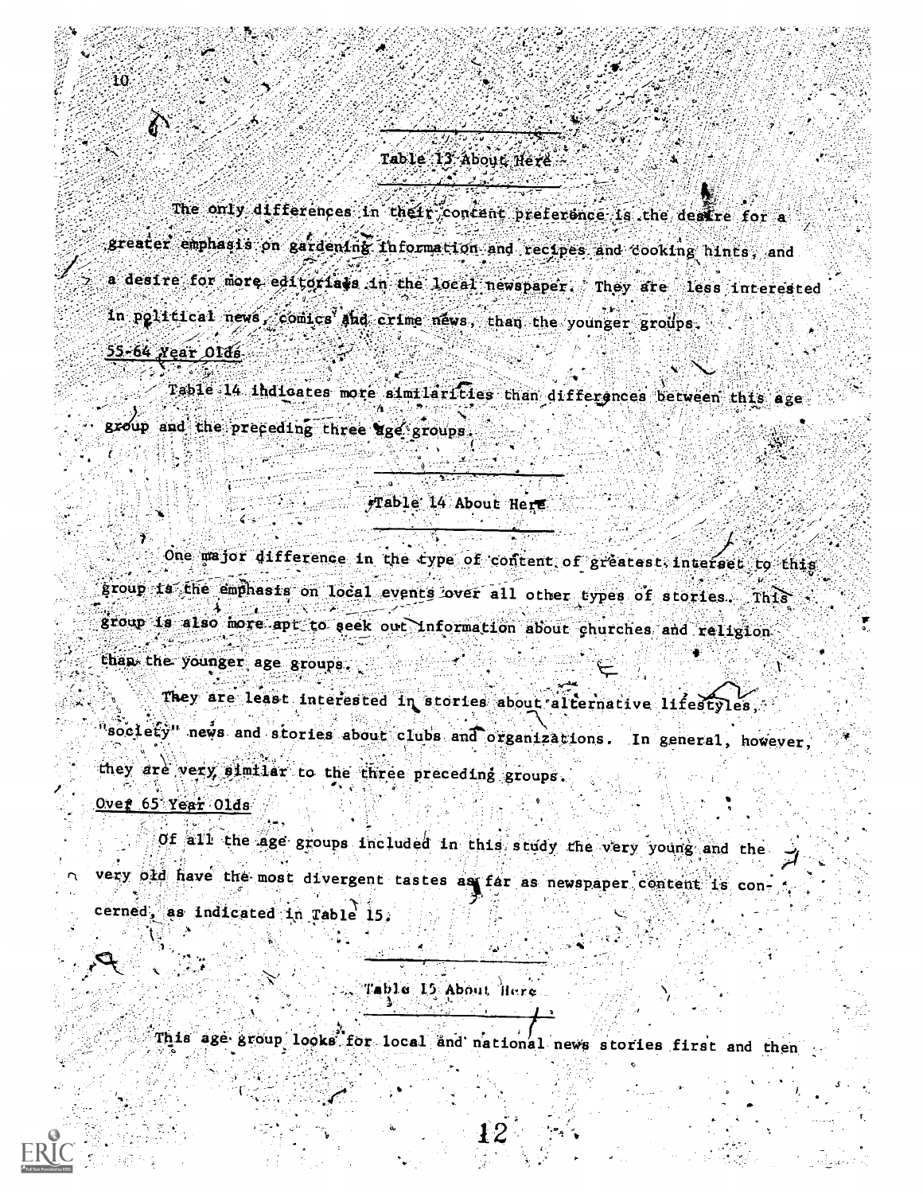Table 13 About Here

The only differences in their content preference is the desire for a greater emphasis on gardening information and recipes and cooking hints, and a desire for more editorials in the local newspaper. They are less interested in political news, comics and crime news, than the younger groups.

55-64 Year Olds

Table 14 indicates more similarities than differences between this age group and the preceding three age groups.

Table 14 About Here

One major difference in the type of content of greatest interset to this group is the emphasis on local events over all other types of stories. This group is also more apt to seek out information about churches and religion than the younger age groups.

They are least interested in stories about alternative lifestyles, "society" news and stories about clubs and organizations. In general, however, they are very similar to the three preceding groups.

Over 65 Year Olds

Of all the age groups included in this study the very young and the very old have the most divergent tastes as far as newspaper content is concerned, as indicated in Table 15.

Table 15 About Here

This age group looks for local and national news stories first and then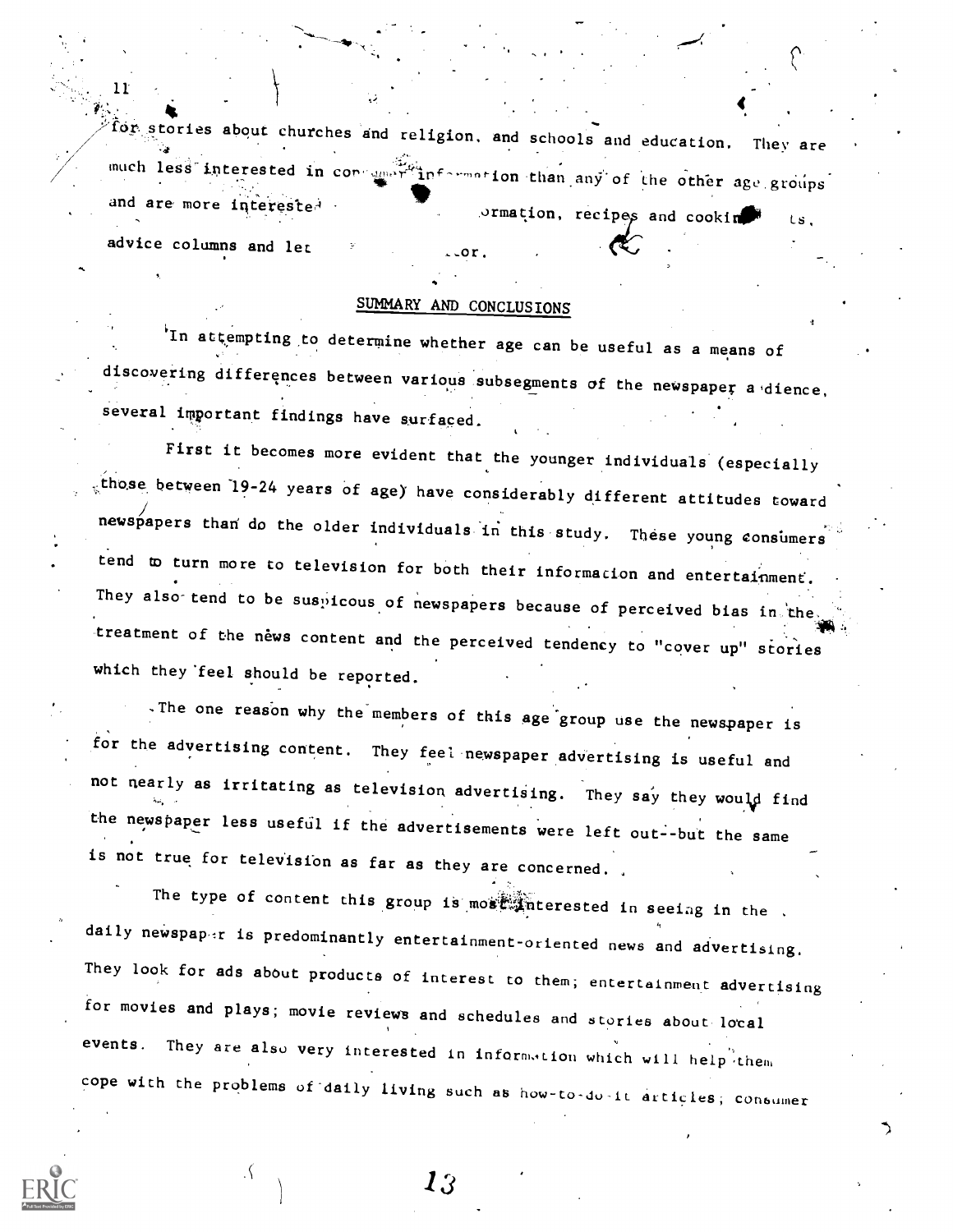for stories about churches and religion, and schools and education. They are much less interested in consumer information than any of the other age groups and are more interested ormation, recipes and cooking ts, advice columns and let or.

## SUMMARY AND CONCLUSIONS

In attempting to determine whether age can be useful as a means of discovering differences between various subsegments of the newspaper audience, several important findings have surfaced.

First it becomes more evident that the younger individuals (especially those between 19-24 years of age) have considerably different attitudes toward newspapers than do the older individuals in this study. These young consumers tend to turn more to television for both their information and entertainment. They also tend to be suspicous of newspapers because of perceived bias in the treatment of the news content and the perceived tendency to "cover up" stories which they feel should be reported.

The one reason why the members of this age group use the newspaper is for the advertising content. They feel newspaper advertising is useful and not nearly as irritating as television advertising. They say they would find the newspaper less useful if the advertisements were left out--but the same is not true for television as far as they are concerned.

The type of content this group is most interested in seeing in the daily newspaper is predominantly entertainment-oriented news and advertising. They look for ads about products of interest to them; entertainment advertising for movies and plays; movie reviews and schedules and stories about local events. They are also very interested in information which will help them cope with the problems of daily living such as how-to-do-it articles, consumer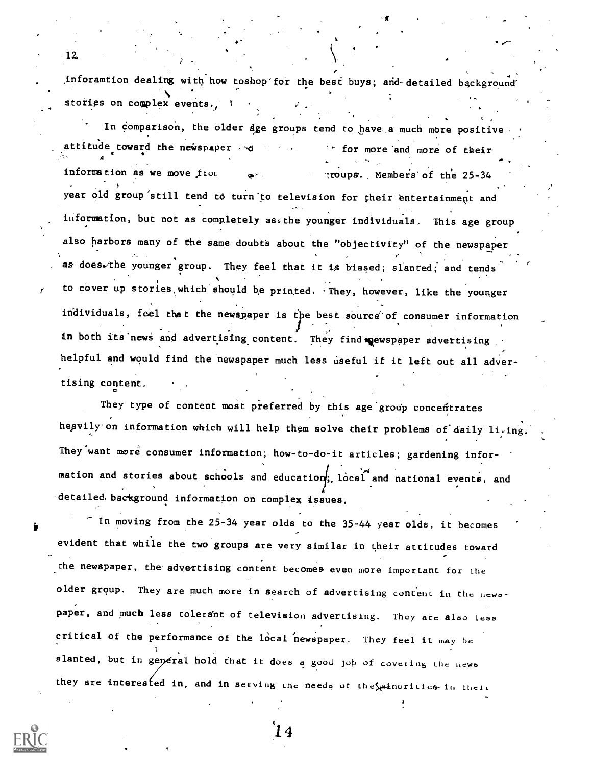inforamtion dealing with how toshop for the best buys; and detailed background stories on complex events.

In comparison, the older age groups tend to have a much more positive attitude toward the newspaper and ... for more and more of their information as we move fro... groups. Members of the 25-34 year old group still tend to turn to television for their entertainment and information, but not as completely as the younger individuals. This age group also harbors many of the same doubts about the "objectivity" of the newspaper as does the younger group. They feel that it is biased; slanted; and tends to cover up stories which should be printed. They, however, like the younger individuals, feel that the newspaper is the best source of consumer information in both its news and advertising content. They find newspaper advertising helpful and would find the newspaper much less useful if it left out all advertising content.

They type of content most preferred by this age group concentrates heavily on information which will help them solve their problems of daily living. They want more consumer information; how-to-do-it articles; gardening information and stories about schools and education; local and national events, and detailed background information on complex issues.

In moving from the 25-34 year olds to the 35-44 year olds, it becomes evident that while the two groups are very similar in their attitudes toward the newspaper, the advertising content becomes even more important for the older group. They are much more in search of advertising content in the newspaper, and much less tolerant of television advertising. They are also less critical of the performance of the local newspaper. They feel it may be slanted, but in general hold that it does a good job of covering the news they are interested in, and in serving the needs of the minorities in their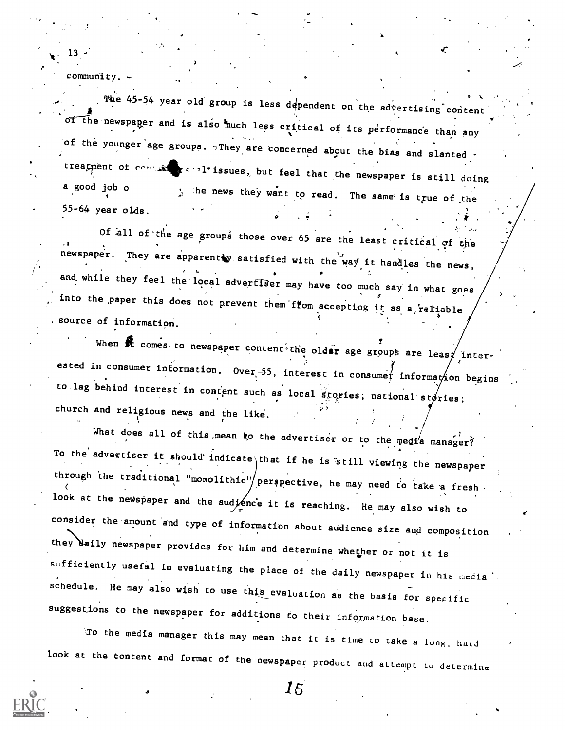community.

The 45-54 year old group is less dependent on the advertising content of the newspaper and is also much less critical of its performance than any of the younger age groups. They are concerned about the bias and slanted treatment of controversial issues, but feel that the newspaper is still doing a good job of reporting the news they want to read. The same is true of the 55-64 year olds.

Of all of the age groups those over 65 are the least critical of the newspaper. They are apparently satisfied with the way it handles the news, and while they feel the local advertiser may have too much say in what goes into the paper this does not prevent them from accepting it as a reliable source of information.

When it comes to newspaper content the older age groups are least interested in consumer information. Over 55, interest in consumer information begins to lag behind interest in content such as local stories; national stories; church and religious news and the like.

What does all of this mean to the advertiser or to the media manager? To the advertiser it should indicate that if he is still viewing the newspaper through the traditional "monolithic" perspective, he may need to take a fresh look at the newspaper and the audience it is reaching. He may also wish to consider the amount and type of information about audience size and composition they daily newspaper provides for him and determine whether or not it is sufficiently useful in evaluating the place of the daily newspaper in his media schedule. He may also wish to use this evaluation as the basis for specific suggestions to the newspaper for additions to their information base.

To the media manager this may mean that it is time to take a long, hard look at the content and format of the newspaper product and attempt to determine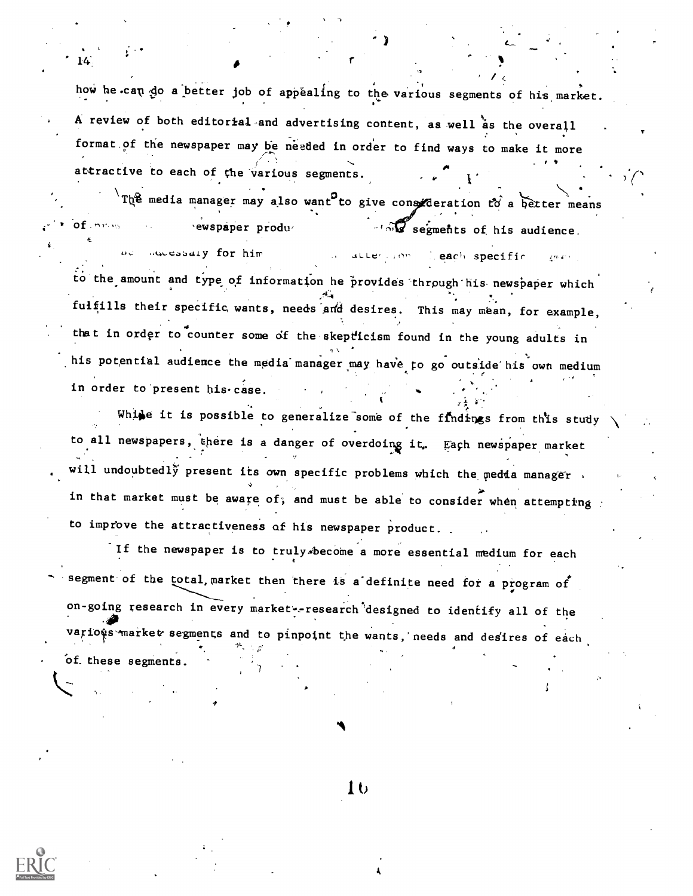how he can do a better job of appealing to the various segments of his market. A review of both editorial and advertising content, as well as the overall format of the newspaper may be needed in order to find ways to make it more attractive to each of the various segments.

The media manager may also want to give consideration to a better means of ... ewspaper produ... ... segments of his audience. ... necessary for him ... atten... each specific ... to the amount and type of information he provides through his newspaper which fulfills their specific wants, needs and desires. This may mean, for example, that in order to counter some of the skepticism found in the young adults in his potential audience the media manager may have to go outside his own medium in order to present his case.

While it is possible to generalize some of the findings from this study to all newspapers, there is a danger of overdoing it. Each newspaper market will undoubtedly present its own specific problems which the media manager in that market must be aware of, and must be able to consider when attempting to improve the attractiveness of his newspaper product.

If the newspaper is to truly become a more essential medium for each segment of the total market then there is a definite need for a program of on-going research in every market--research designed to identify all of the various market segments and to pinpoint the wants, needs and desires of each of these segments.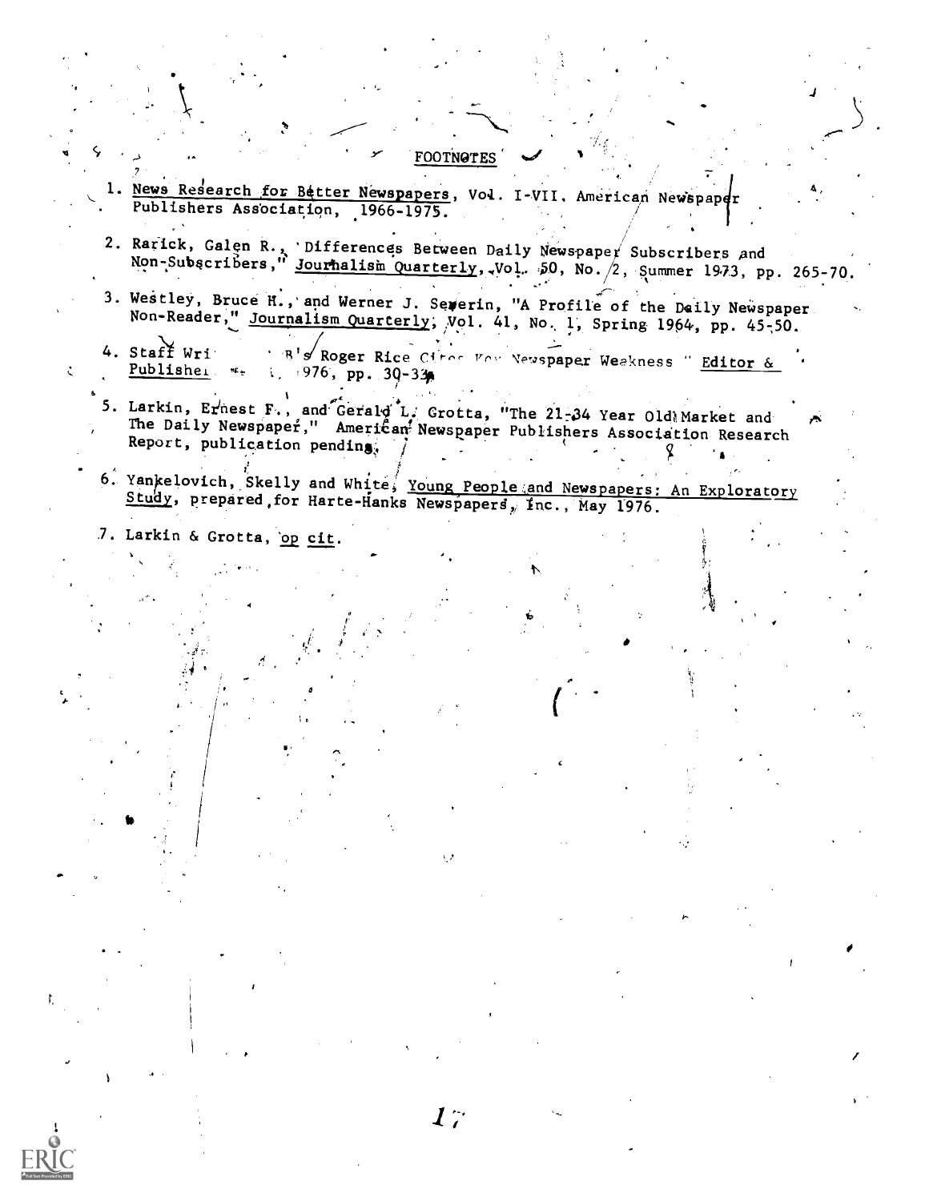# FOOTNOTES

1. News Research for Better Newspapers, Vol. I-VII. American Newspaper Publishers Association, 1966-1975.

2. Rarick, Galen R., "Differences Between Daily Newspaper Subscribers and Non-Subscribers," Journalism Quarterly, Vol. 50, No. 2, Summer 1973, pp. 265-70.

3. Westley, Bruce H., and Werner J. Severin, "A Profile of the Daily Newspaper Non-Reader," Journalism Quarterly, Vol. 41, No. 1, Spring 1964, pp. 45-50.

4. Staff Wri B's Roger Rice Cites Key Newspaper Weakness " Editor & Publisher 976, pp. 30-32

5. Larkin, Ernest F., and Gerald L. Grotta, "The 21-34 Year Old Market and The Daily Newspaper," American Newspaper Publishers Association Research Report, publication pending.

6. Yankelovich, Skelly and White, Young People and Newspapers: An Exploratory Study, prepared for Harte-Hanks Newspapers, Inc., May 1976.

7. Larkin & Grotta, op cit.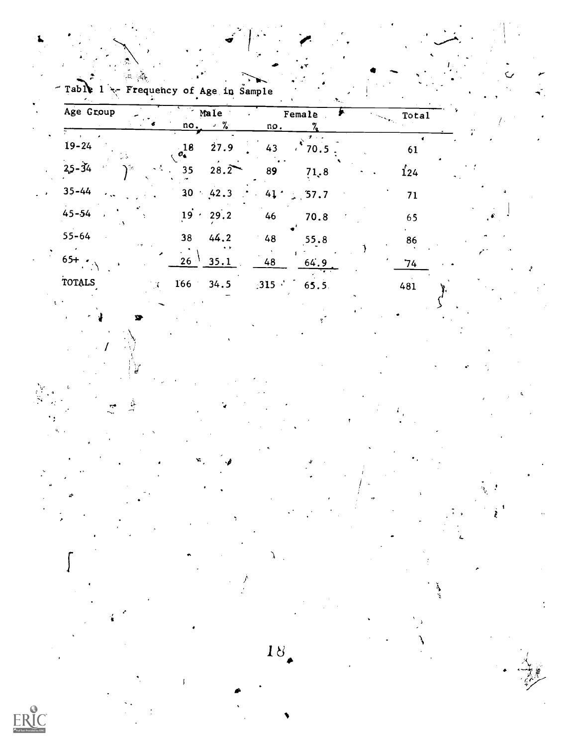Table 1 - Frequency of Age in Sample

| Age Group | Male | | Female | | Total |
|---|---|---|---|---|---|
| | no. | % | no. | % | |
| 19-24 | 18 | 27.9 | 43 | 70.5 | 61 |
| 25-34 | 35 | 28.2 | 89 | 71.8 | 124 |
| 35-44 | 30 | 42.3 | 41 | 57.7 | 71 |
| 45-54 | 19 | 29.2 | 46 | 70.8 | 65 |
| 55-64 | 38 | 44.2 | 48 | 55.8 | 86 |
| 65+ | 26 | 35.1 | 48 | 64.9 | 74 |
| TOTALS | 166 | 34.5 | 315 | 65.5 | 481 |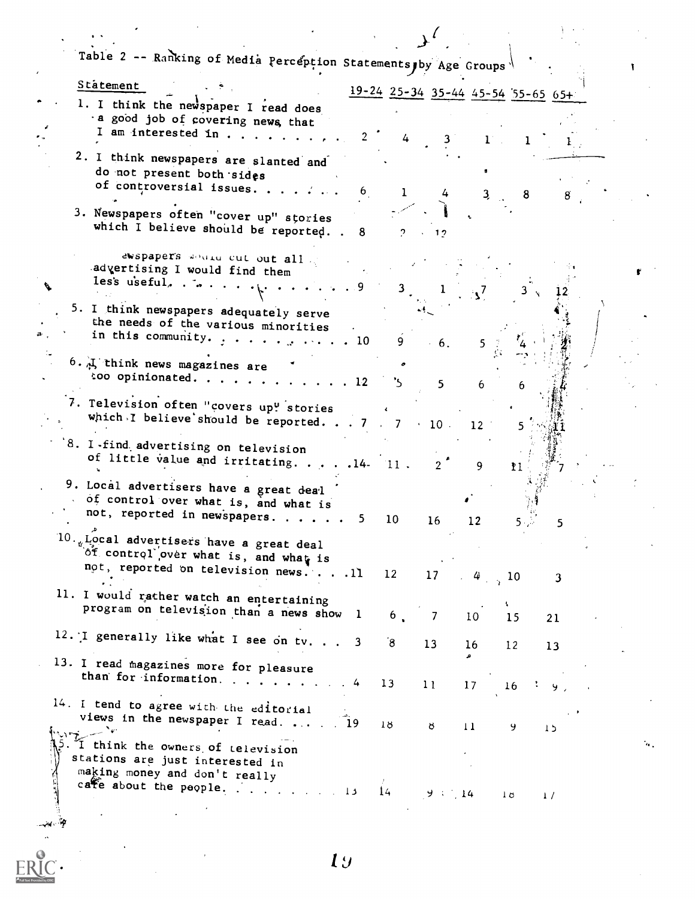Table 2 -- Ranking of Media Perception Statements by Age Groups

| Statement | 19-24 | 25-34 | 35-44 | 45-54 | 55-65 | 65+ |
|---|---|---|---|---|---|---|
| 1. I think the newspaper I read does a good job of covering news that I am interested in . . . . . . . . | 2 | 4 | 3 | 1 | 1 | 1 |
| 2. I think newspapers are slanted and do not present both sides of controversial issues. . . . . . . | 6 | 1 | 4 | 3 | 8 | 8 |
| 3. Newspapers often "cover up" stories which I believe should be reported. . | 8 | ? | 12 | | | |
| 4. If newspapers would cut out all advertising I would find them less useful. . . . . . . . . . . . . | 9 | 3 | 1 | 7 | 3 | 12 |
| 5. I think newspapers adequately serve the needs of the various minorities in this community. . . . . . . . . . | 10 | 9 | 6 | 5 | 4 | 2 |
| 6. I think news magazines are too opinionated. . . . . . . . . . . . . | 12 | 5 | 5 | 6 | 6 | 4 |
| 7. Television often "covers up" stories which I believe should be reported. . . | 7 | 7 | 10 | 12 | 5 | 11 |
| 8. I find advertising on television of little value and irritating. . . . . | 14 | 11 | 2 | 9 | 11 | 7 |
| 9. Local advertisers have a great deal of control over what is, and what is not, reported in newspapers. . . . . . | 5 | 10 | 16 | 12 | 5 | 5 |
| 10. Local advertisers have a great deal of control over what is, and what is not, reported on television news. . . . | 11 | 12 | 17 | 4 | 10 | 3 |
| 11. I would rather watch an entertaining program on television than a news show | 1 | 6 | 7 | 10 | 15 | 21 |
| 12. I generally like what I see on tv. . . | 3 | 8 | 13 | 16 | 12 | 13 |
| 13. I read magazines more for pleasure than for information. . . . . . . . . . | 4 | 13 | 11 | 17 | 16 | 9 |
| 14. I tend to agree with the editorial views in the newspaper I read. . . . . | 19 | 18 | 8 | 11 | 9 | 15 |
| 15. I think the owners of television stations are just interested in making money and don't really care about the people. . . . . . . . . | 13 | 14 | 9 | 14 | 18 | 17 |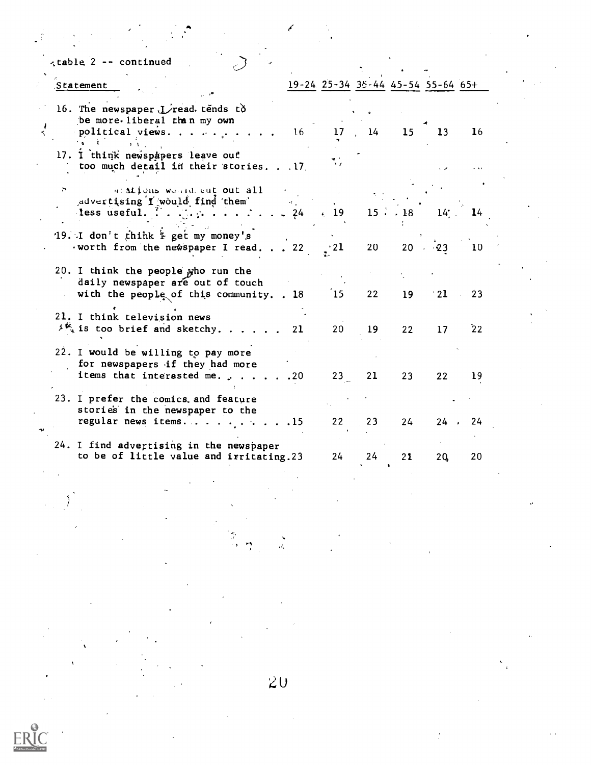Table 2 -- continued

| Statement | 19-24 | 25-34 | 35-44 | 45-54 | 55-64 | 65+ |
|---|---|---|---|---|---|---|
| 16. The newspaper I read tends to be more liberal than my own political views. | 16 | 17 | 14 | 15 | 13 | 16 |
| 17. I think newspapers leave out too much detail in their stories. | 17 | | | | | |
| 18. [If] [st]ations would cut out all advertising I would find them less useful. | 24 | 19 | 15 | 18 | 14 | 14 |
| 19. I don't think I get my money's worth from the newspaper I read. | 22 | 21 | 20 | 20 | 23 | 10 |
| 20. I think the people who run the daily newspaper are out of touch with the people of this community. | 18 | 15 | 22 | 19 | 21 | 23 |
| 21. I think television news is too brief and sketchy. | 21 | 20 | 19 | 22 | 17 | 22 |
| 22. I would be willing to pay more for newspapers if they had more items that interested me. | 20 | 23 | 21 | 23 | 22 | 19 |
| 23. I prefer the comics and feature stories in the newspaper to the regular news items. | 15 | 22 | 23 | 24 | 24 | 24 |
| 24. I find advertising in the newspaper to be of little value and irritating. | 23 | 24 | 24 | 21 | 20 | 20 |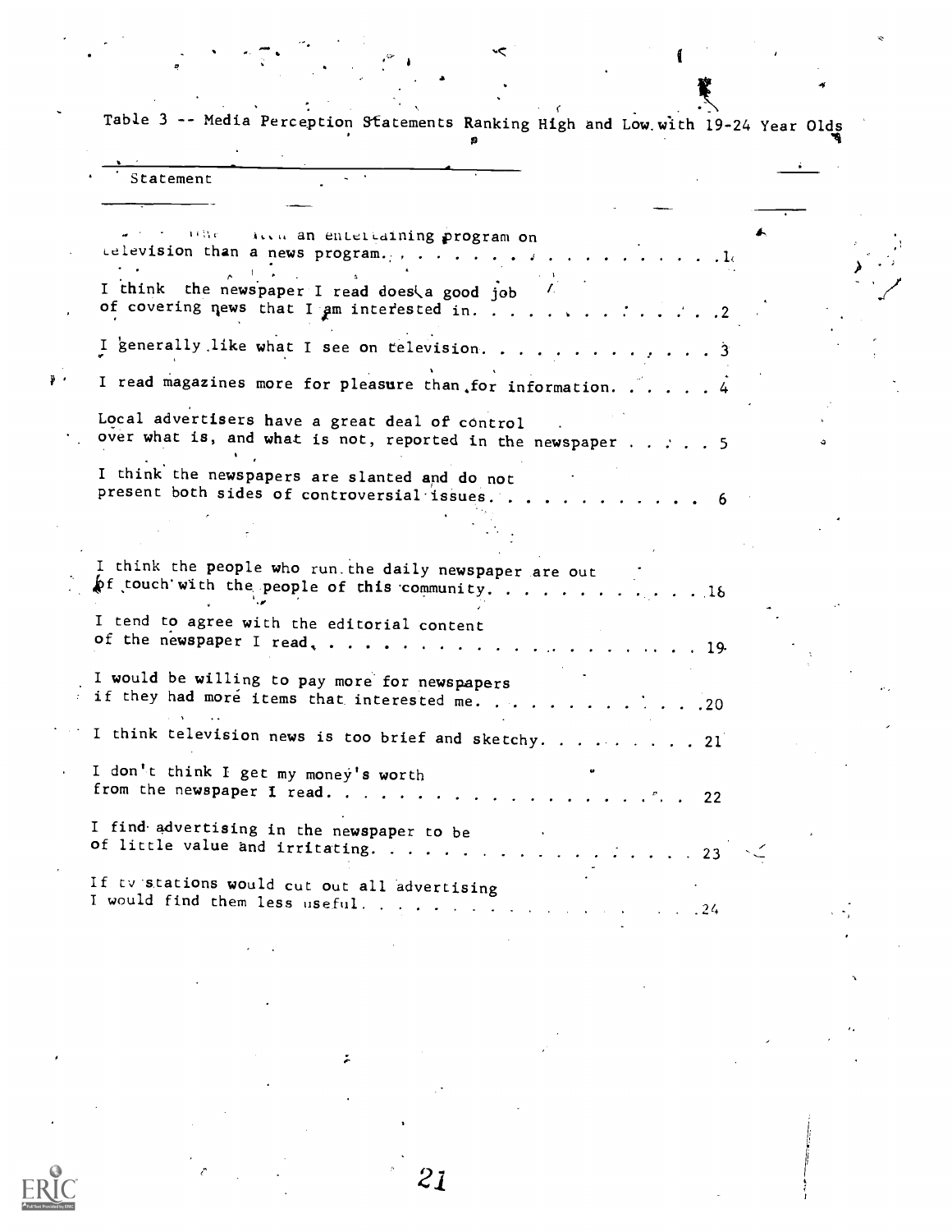Table 3 -- Media Perception Statements Ranking High and Low with 19-24 Year Olds

| Statement | |
|---|---|
| ... an entertaining program on television than a news program. | 1 |
| I think the newspaper I read does a good job of covering news that I am interested in. | 2 |
| I generally like what I see on television. | 3 |
| I read magazines more for pleasure than for information. | 4 |
| Local advertisers have a great deal of control over what is, and what is not, reported in the newspaper | 5 |
| I think the newspapers are slanted and do not present both sides of controversial issues. | 6 |
| | |
| I think the people who run the daily newspaper are out of touch with the people of this community. | 18 |
| I tend to agree with the editorial content of the newspaper I read. | 19 |
| I would be willing to pay more for newspapers if they had more items that interested me. | 20 |
| I think television news is too brief and sketchy. | 21 |
| I don't think I get my money's worth from the newspaper I read. | 22 |
| I find advertising in the newspaper to be of little value and irritating. | 23 |
| If tv stations would cut out all advertising I would find them less useful. | 24 |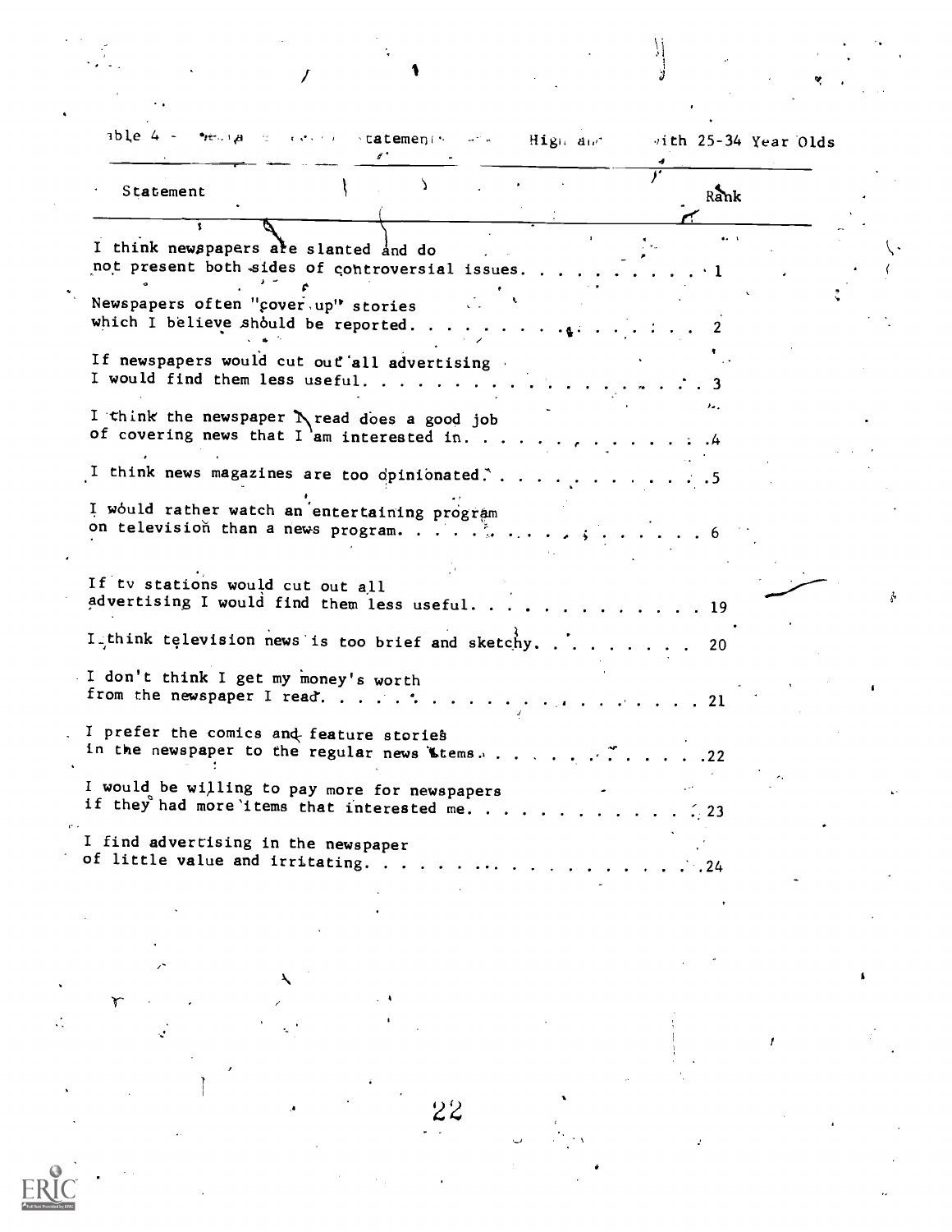Table 4 - ... Statements ... High and ... with 25-34 Year Olds

| Statement | Rank |
|---|---|
| I think newspapers are slanted and do not present both sides of controversial issues. | 1 |
| Newspapers often "cover up" stories which I believe should be reported. | 2 |
| If newspapers would cut out all advertising I would find them less useful. | 3 |
| I think the newspaper I read does a good job of covering news that I am interested in. | 4 |
| I think news magazines are too opinionated. | 5 |
| I would rather watch an entertaining program on television than a news program. | 6 |
| If tv stations would cut out all advertising I would find them less useful. | 19 |
| I think television news is too brief and sketchy. | 20 |
| I don't think I get my money's worth from the newspaper I read. | 21 |
| I prefer the comics and feature stories in the newspaper to the regular news items. | 22 |
| I would be willing to pay more for newspapers if they had more items that interested me. | 23 |
| I find advertising in the newspaper of little value and irritating. | 24 |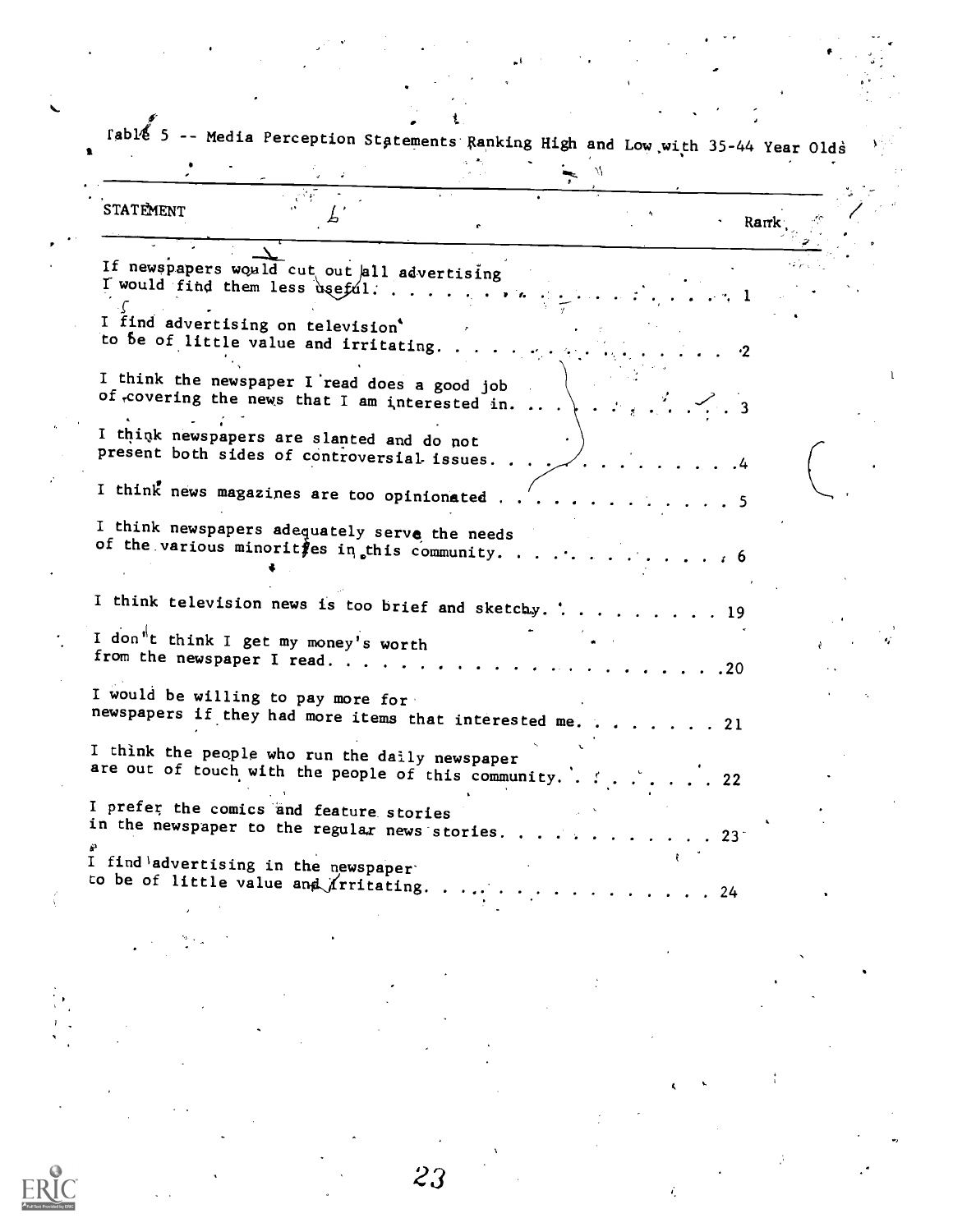Table 5 -- Media Perception Statements Ranking High and Low with 35-44 Year Olds

| STATEMENT | Rank |
|---|---|
| If newspapers would cut out all advertising I would find them less useful. | 1 |
| I find advertising on television to be of little value and irritating. | 2 |
| I think the newspaper I read does a good job of covering the news that I am interested in. | 3 |
| I think newspapers are slanted and do not present both sides of controversial issues. | 4 |
| I think news magazines are too opinionated | 5 |
| I think newspapers adequately serve the needs of the various minorities in this community. | 6 |
| I think television news is too brief and sketchy. | 19 |
| I don't think I get my money's worth from the newspaper I read. | 20 |
| I would be willing to pay more for newspapers if they had more items that interested me. | 21 |
| I think the people who run the daily newspaper are out of touch with the people of this community. | 22 |
| I prefer the comics and feature stories in the newspaper to the regular news stories. | 23 |
| I find advertising in the newspaper to be of little value and irritating. | 24 |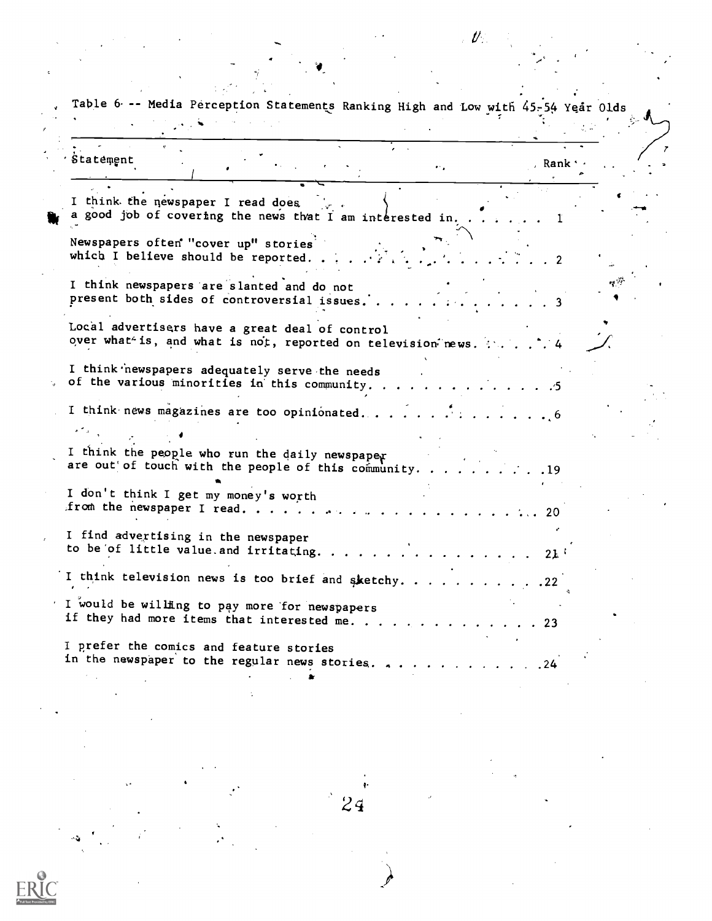Table 6 -- Media Perception Statements Ranking High and Low with 45-54 Year Olds

| Statement | Rank |
|---|---|
| I think the newspaper I read does a good job of covering the news that I am interested in. | 1 |
| Newspapers often "cover up" stories which I believe should be reported. | 2 |
| I think newspapers are slanted and do not present both sides of controversial issues. | 3 |
| Local advertisers have a great deal of control over what is, and what is not, reported on television news. | 4 |
| I think newspapers adequately serve the needs of the various minorities in this community. | 5 |
| I think news magazines are too opinionated. | 6 |
| I think the people who run the daily newspaper are out of touch with the people of this community. | 19 |
| I don't think I get my money's worth from the newspaper I read. | 20 |
| I find advertising in the newspaper to be of little value and irritating. | 21 |
| I think television news is too brief and sketchy. | 22 |
| I would be willing to pay more for newspapers if they had more items that interested me. | 23 |
| I prefer the comics and feature stories in the newspaper to the regular news stories. | 24 |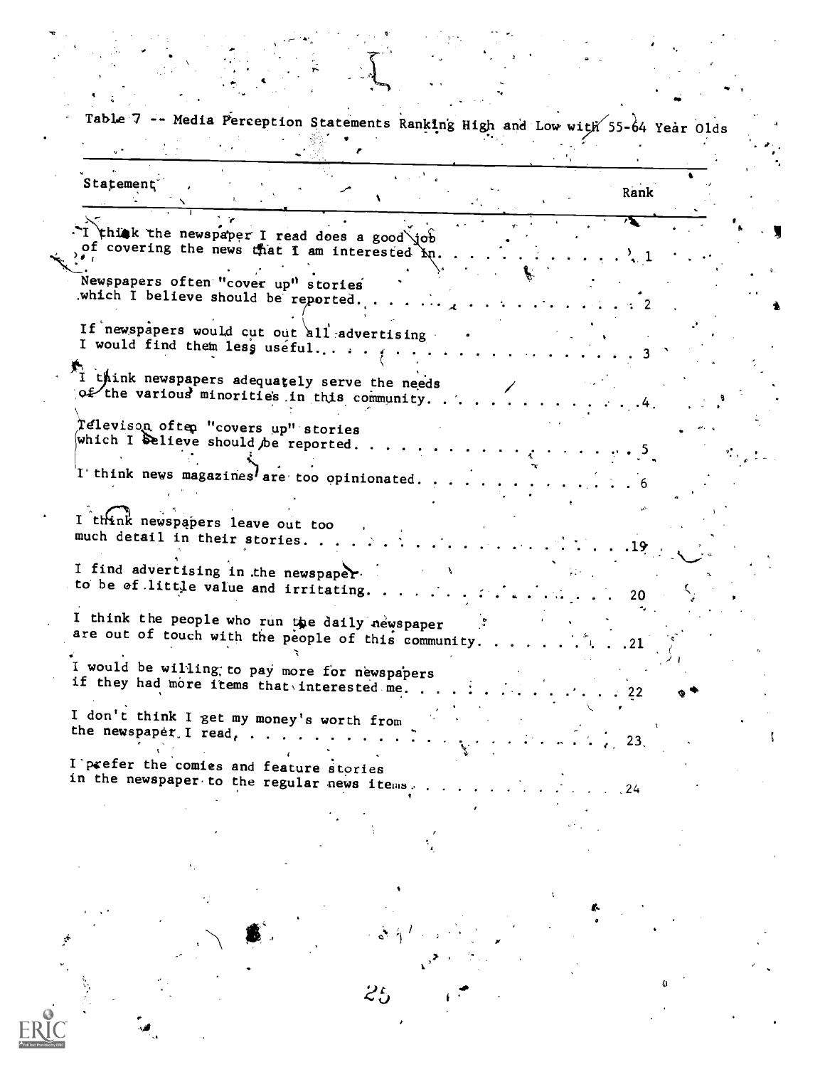Table 7 -- Media Perception Statements Ranking High and Low with 55-64 Year Olds

| Statement | Rank |
|---|---|
| I think the newspaper I read does a good job of covering the news that I am interested in. | 1 |
| Newspapers often "cover up" stories which I believe should be reported. | 2 |
| If newspapers would cut out all advertising I would find them less useful. | 3 |
| I think newspapers adequately serve the needs of the various minorities in this community. | 4 |
| Televison often "covers up" stories which I believe should be reported. | 5 |
| I think news magazines are too opinionated. | 6 |
| I think newspapers leave out too much detail in their stories. | 19 |
| I find advertising in the newspaper to be of little value and irritating. | 20 |
| I think the people who run the daily newspaper are out of touch with the people of this community. | 21 |
| I would be willing to pay more for newspapers if they had more items that interested me. | 22 |
| I don't think I get my money's worth from the newspaper I read. | 23 |
| I prefer the comics and feature stories in the newspaper to the regular news items. | 24 |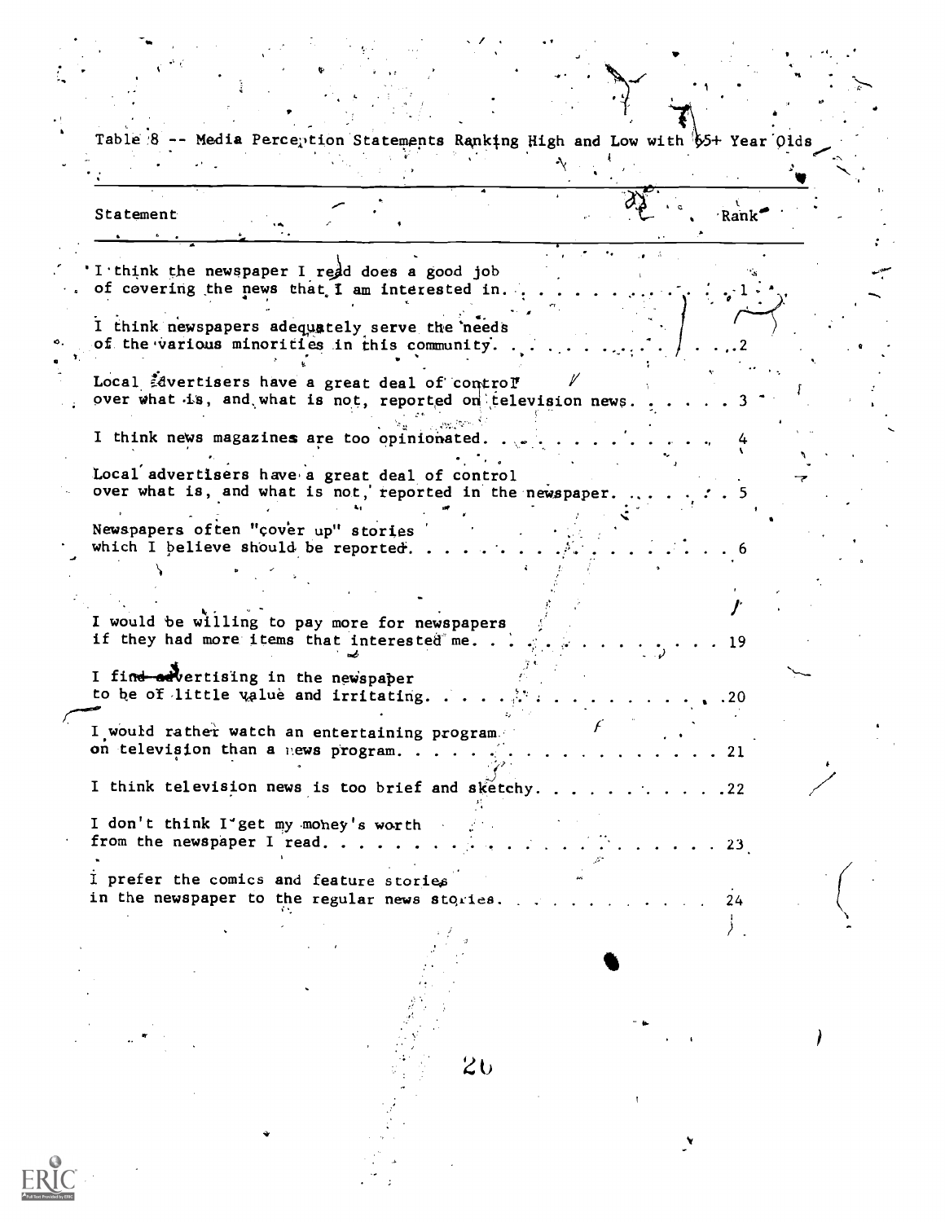Table 8 -- Media Perception Statements Ranking High and Low with 65+ Year Olds

| Statement | Rank |
|---|---|
| I think the newspaper I read does a good job of covering the news that I am interested in. | 1 |
| I think newspapers adequately serve the needs of the various minorities in this community. | 2 |
| Local advertisers have a great deal of control over what is, and what is not, reported on television news. | 3 |
| I think news magazines are too opinionated. | 4 |
| Local advertisers have a great deal of control over what is, and what is not, reported in the newspaper. | 5 |
| Newspapers often "cover up" stories which I believe should be reported. | 6 |
| I would be willing to pay more for newspapers if they had more items that interested me. | 19 |
| I find advertising in the newspaper to be of little value and irritating. | 20 |
| I would rather watch an entertaining program on television than a news program. | 21 |
| I think television news is too brief and sketchy. | 22 |
| I don't think I get my money's worth from the newspaper I read. | 23 |
| I prefer the comics and feature stories in the newspaper to the regular news stories. | 24 |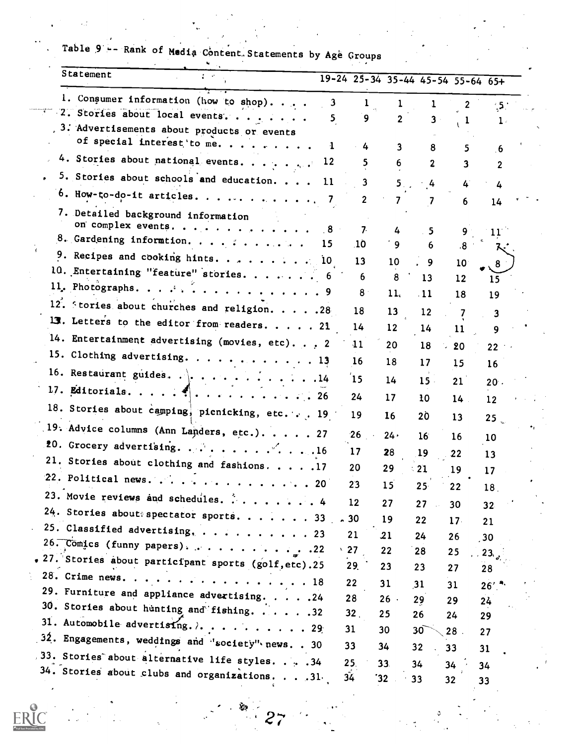Table 9 -- Rank of Media Content Statements by Age Groups

| Statement | 19-24 | 25-34 | 35-44 | 45-54 | 55-64 | 65+ |
|---|---|---|---|---|---|---|
| 1. Consumer information (how to shop). . . . | 3 | 1 | 1 | 1 | 2 | 5 |
| 2. Stories about local events. . . . . . . . | 5 | 9 | 2 | 3 | 1 | 1 |
| 3. Advertisements about products or events of special interest to me. . . . . . . . . | 1 | 4 | 3 | 8 | 5 | 6 |
| 4. Stories about national events. . . . . . . | 12 | 5 | 6 | 2 | 3 | 2 |
| 5. Stories about schools and education. . . . | 11 | 3 | 5 | 4 | 4 | 4 |
| 6. How-to-do-it articles. . . . . . . . . . . . | 7 | 2 | 7 | 7 | 6 | 14 |
| 7. Detailed background information on complex events. . . . . . . . . . . . . | 8 | 7 | 4 | 5 | 9 | 11 |
| 8. Gardening informtion. . . . . . . . . . . | 15 | 10 | 9 | 6 | 8 | 7 |
| 9. Recipes and cooking hints. . . . . . . . . | 10 | 13 | 10 | 9 | 10 | 8 |
| 10. Entertaining "feature" stories. . . . . . . | 6 | 6 | 8 | 13 | 12 | 15 |
| 11. Photographs. . . . . . . . . . . . . . . . | 9 | 8 | 11 | 11 | 18 | 19 |
| 12. Stories about churches and religion. . . . . | 28 | 18 | 13 | 12 | 7 | 3 |
| 13. Letters to the editor from readers. . . . . | 21 | 14 | 12 | 14 | 11 | 9 |
| 14. Entertainment advertising (movies, etc). . . | 2 | 11 | 20 | 18 | 20 | 22 |
| 15. Clothing advertising. . . . . . . . . . . . | 13 | 16 | 18 | 17 | 15 | 16 |
| 16. Restaurant guides. . . . . . . . . . . . . | 14 | 15 | 14 | 15 | 21 | 20 |
| 17. Editorials. . . . . . . . . . . . . . . . . | 26 | 24 | 17 | 10 | 14 | 12 |
| 18. Stories about camping, picnicking, etc. . . | 19 | 19 | 16 | 20 | 13 | 25 |
| 19. Advice columns (Ann Landers, etc.). . . . . | 27 | 26 | 24 | 16 | 16 | 10 |
| 20. Grocery advertising. . . . . . . . . . . . | 16 | 17 | 28 | 19 | 22 | 13 |
| 21. Stories about clothing and fashions. . . . . | 17 | 20 | 29 | 21 | 19 | 17 |
| 22. Political news. . . . . . . . . . . . . . . | 20 | 23 | 15 | 25 | 22 | 18 |
| 23. Movie reviews and schedules. . . . . . . . . | 4 | 12 | 27 | 27 | 30 | 32 |
| 24. Stories about spectator sports. . . . . . . | 33 | 30 | 19 | 22 | 17 | 21 |
| 25. Classified advertising. . . . . . . . . . . | 23 | 21 | 21 | 24 | 26 | 30 |
| 26. Comics (funny papers). . . . . . . . . . . | 22 | 27 | 22 | 28 | 25 | 23 |
| 27. Stories about participant sports (golf,etc). | 25 | 29 | 23 | 23 | 27 | 28 |
| 28. Crime news. . . . . . . . . . . . . . . . . | 18 | 22 | 31 | 31 | 31 | 26 |
| 29. Furniture and appliance advertising. . . . . | 24 | 28 | 26 | 29 | 29 | 24 |
| 30. Stories about hunting and fishing. . . . . . | 32 | 32 | 25 | 26 | 24 | 29 |
| 31. Automobile advertising. . . . . . . . . . . | 29 | 31 | 30 | 30 | 28 | 27 |
| 32. Engagements, weddings and "society" news. . | 30 | 33 | 34 | 32 | 33 | 31 |
| 33. Stories about alternative life styles. . . . | 34 | 25 | 33 | 34 | 34 | 34 |
| 34. Stories about clubs and organizations. . . . | 31 | 34 | 32 | 33 | 32 | 33 |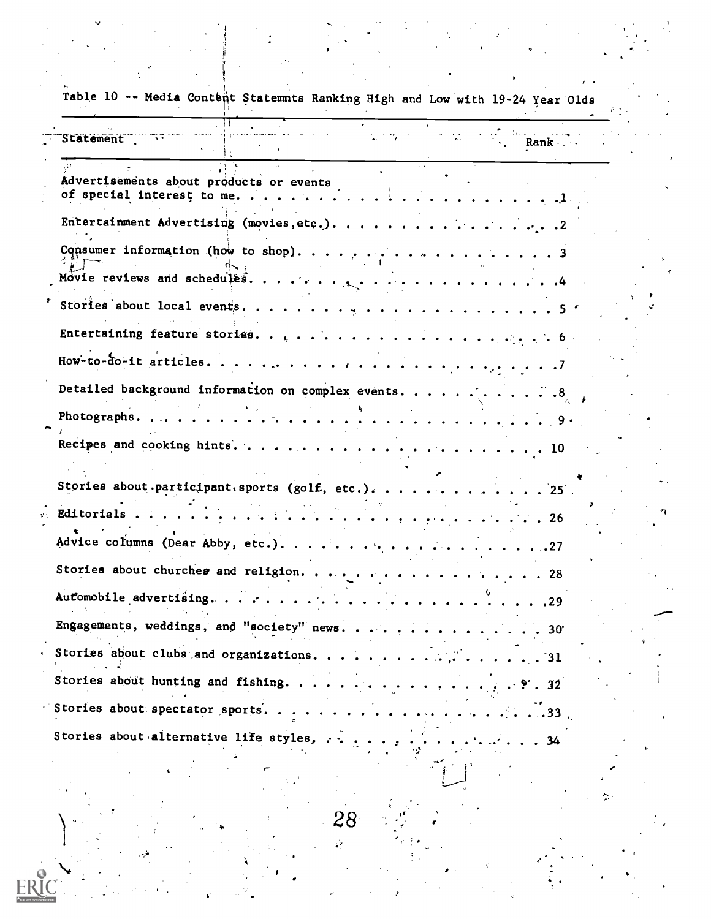Table 10 -- Media Content Statemnts Ranking High and Low with 19-24 Year Olds

| Statement | Rank |
|---|---|
| Advertisements about products or events of special interest to me. | 1 |
| Entertainment Advertising (movies, etc.). | 2 |
| Consumer information (how to shop). | 3 |
| Movie reviews and schedules. | 4 |
| Stories about local events. | 5 |
| Entertaining feature stories. | 6 |
| How-to-do-it articles. | 7 |
| Detailed background information on complex events. | 8 |
| Photographs. | 9 |
| Recipes and cooking hints. | 10 |
| Stories about participant sports (golf, etc.). | 25 |
| Editorials | 26 |
| Advice columns (Dear Abby, etc.). | 27 |
| Stories about churches and religion. | 28 |
| Automobile advertising. | 29 |
| Engagements, weddings, and "society" news. | 30 |
| Stories about clubs and organizations. | 31 |
| Stories about hunting and fishing. | 32 |
| Stories about spectator sports. | 33 |
| Stories about alternative life styles. | 34 |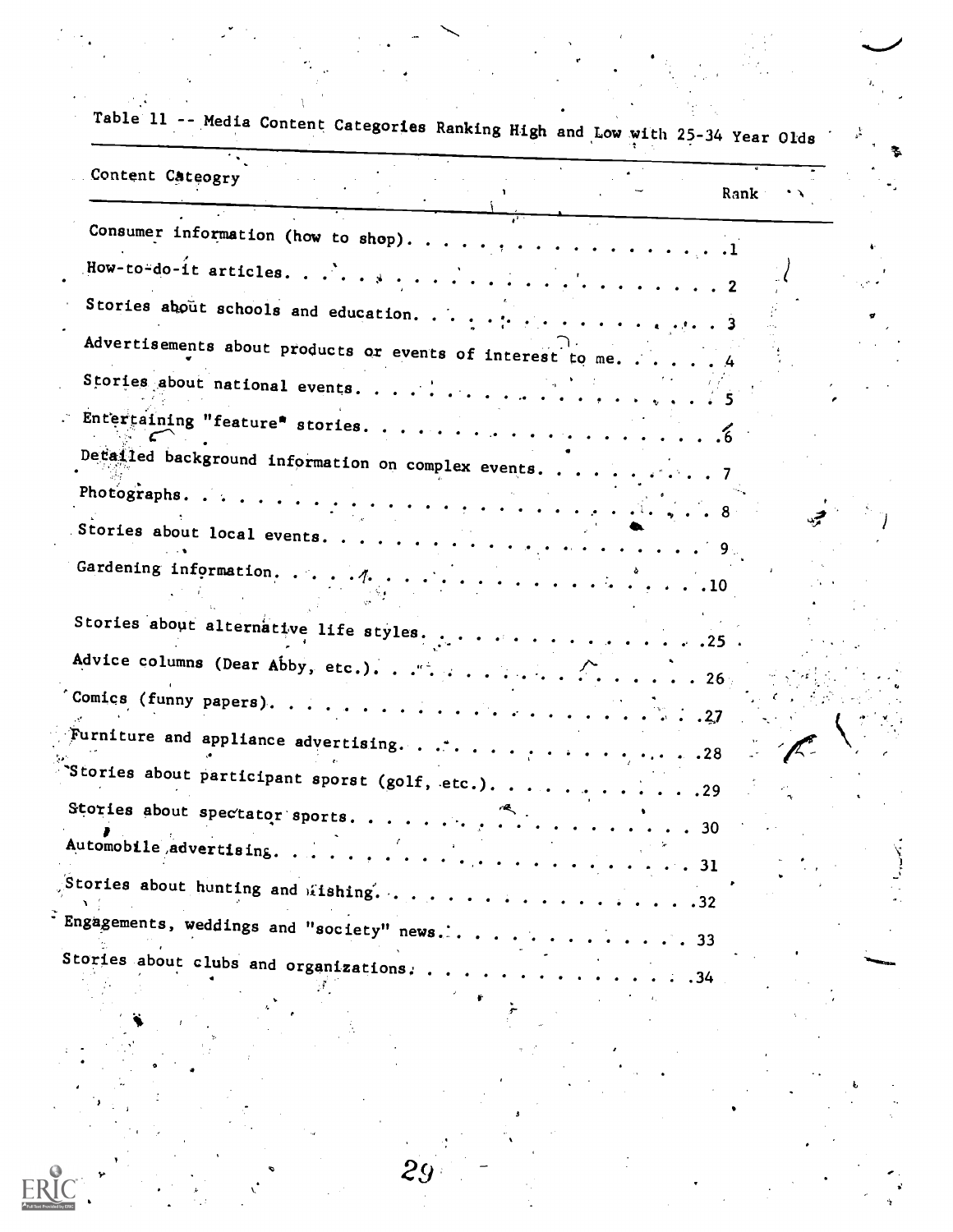Table 11 -- Media Content Categories Ranking High and Low with 25-34 Year Olds

| Content Cateogry | Rank |
|---|---|
| Consumer information (how to shop) | 1 |
| How-to-do-it articles | 2 |
| Stories about schools and education | 3 |
| Advertisements about products or events of interest to me | 4 |
| Stories about national events | 5 |
| Entertaining "feature" stories | 6 |
| Detailed background information on complex events | 7 |
| Photographs | 8 |
| Stories about local events | 9 |
| Gardening information | 10 |
| Stories about alternative life styles | 25 |
| Advice columns (Dear Abby, etc.) | 26 |
| Comics (funny papers) | 27 |
| Furniture and appliance advertising | 28 |
| Stories about participant sporst (golf, etc.) | 29 |
| Stories about spectator sports | 30 |
| Automobile advertising | 31 |
| Stories about hunting and fishing | 32 |
| Engagements, weddings and "society" news | 33 |
| Stories about clubs and organizations | 34 |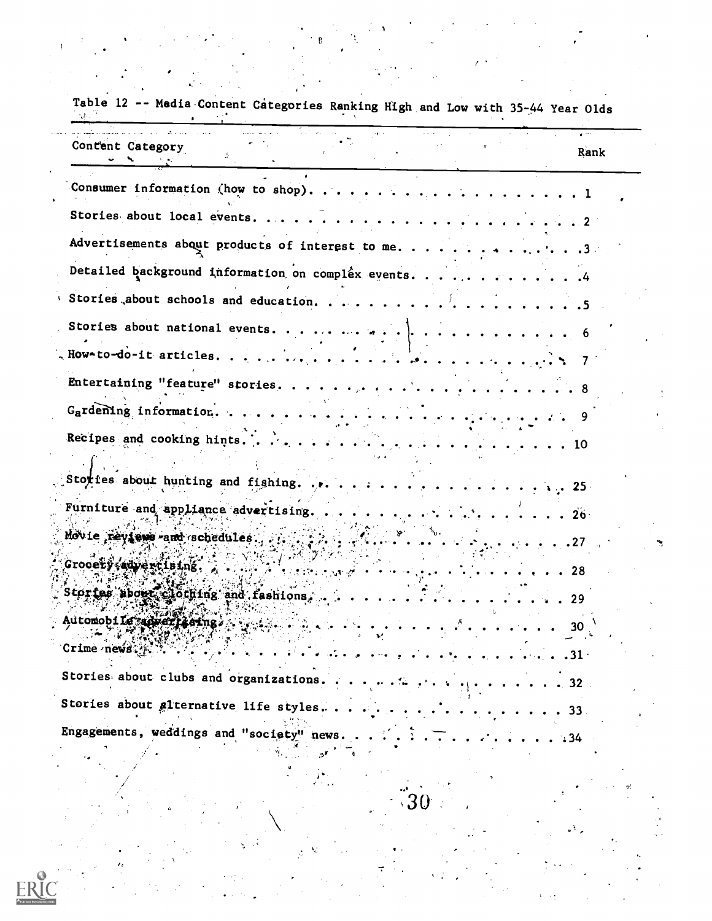Table 12 -- Media Content Categories Ranking High and Low with 35-44 Year Olds

| Content Category | Rank |
|---|---|
| Consumer information (how to shop) | 1 |
| Stories about local events | 2 |
| Advertisements about products of interest to me | 3 |
| Detailed background information on complex events | 4 |
| Stories about schools and education | 5 |
| Stories about national events | 6 |
| How-to-do-it articles | 7 |
| Entertaining "feature" stories | 8 |
| Gardening information | 9 |
| Recipes and cooking hints | 10 |
| Stories about hunting and fishing | 25 |
| Furniture and appliance advertising | 26 |
| Movie reviews and schedules | 27 |
| Grocery advertising | 28 |
| Stories about clothing and fashions | 29 |
| Automobile advertising | 30 |
| Crime news | 31 |
| Stories about clubs and organizations | 32 |
| Stories about alternative life styles | 33 |
| Engagements, weddings and "society" news | 34 |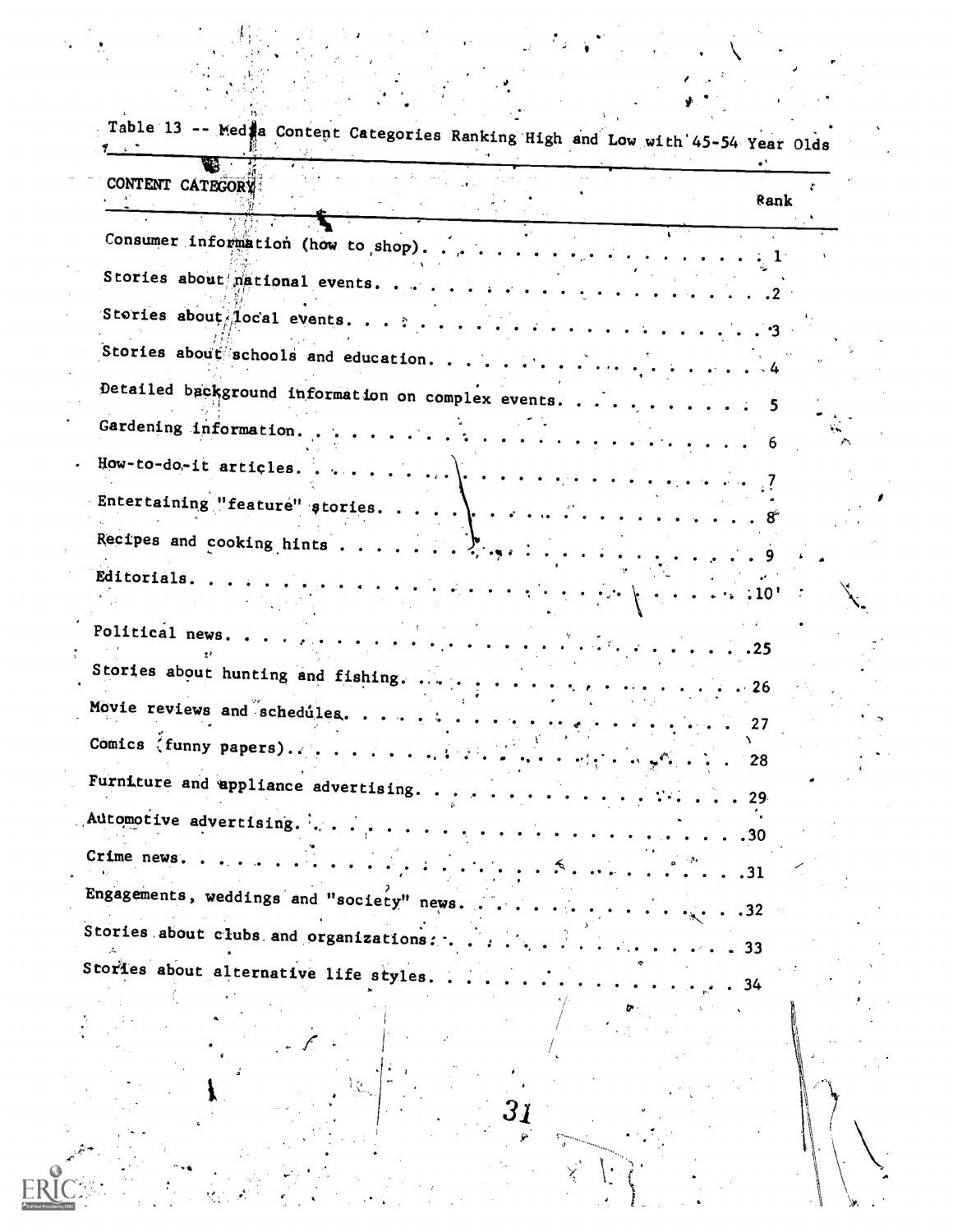Table 13 -- Media Content Categories Ranking High and Low with 45-54 Year Olds

| CONTENT CATEGORY | Rank |
|---|---|
| Consumer information (how to shop) | 1 |
| Stories about national events | 2 |
| Stories about local events | 3 |
| Stories about schools and education | 4 |
| Detailed background information on complex events | 5 |
| Gardening information | 6 |
| How-to-do-it articles | 7 |
| Entertaining "feature" stories | 8 |
| Recipes and cooking hints | 9 |
| Editorials | 10 |
| Political news | 25 |
| Stories about hunting and fishing | 26 |
| Movie reviews and schedules | 27 |
| Comics (funny papers) | 28 |
| Furniture and appliance advertising | 29 |
| Automotive advertising | 30 |
| Crime news | 31 |
| Engagements, weddings and "society" news | 32 |
| Stories about clubs and organizations | 33 |
| Stories about alternative life styles | 34 |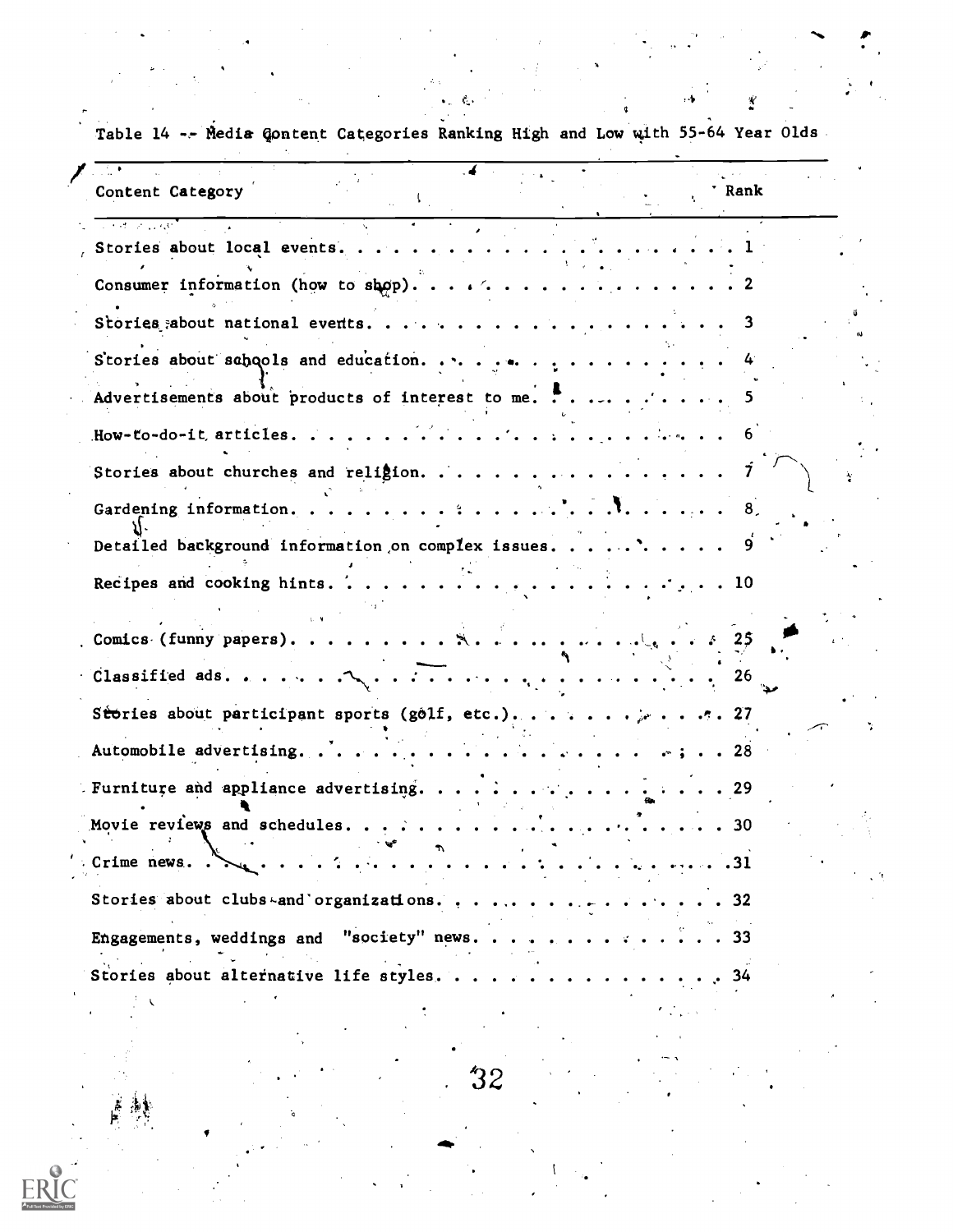Table 14 -- Media Content Categories Ranking High and Low with 55-64 Year Olds

| Content Category | Rank |
|---|---|
| Stories about local events | 1 |
| Consumer information (how to shop) | 2 |
| Stories about national events | 3 |
| Stories about schools and education | 4 |
| Advertisements about products of interest to me | 5 |
| How-to-do-it articles | 6 |
| Stories about churches and religion | 7 |
| Gardening information | 8 |
| Detailed background information on complex issues | 9 |
| Recipes and cooking hints | 10 |
| Comics (funny papers) | 25 |
| Classified ads | 26 |
| Stories about participant sports (golf, etc.) | 27 |
| Automobile advertising | 28 |
| Furniture and appliance advertising | 29 |
| Movie reviews and schedules | 30 |
| Crime news | 31 |
| Stories about clubs and organizations | 32 |
| Engagements, weddings and "society" news | 33 |
| Stories about alternative life styles | 34 |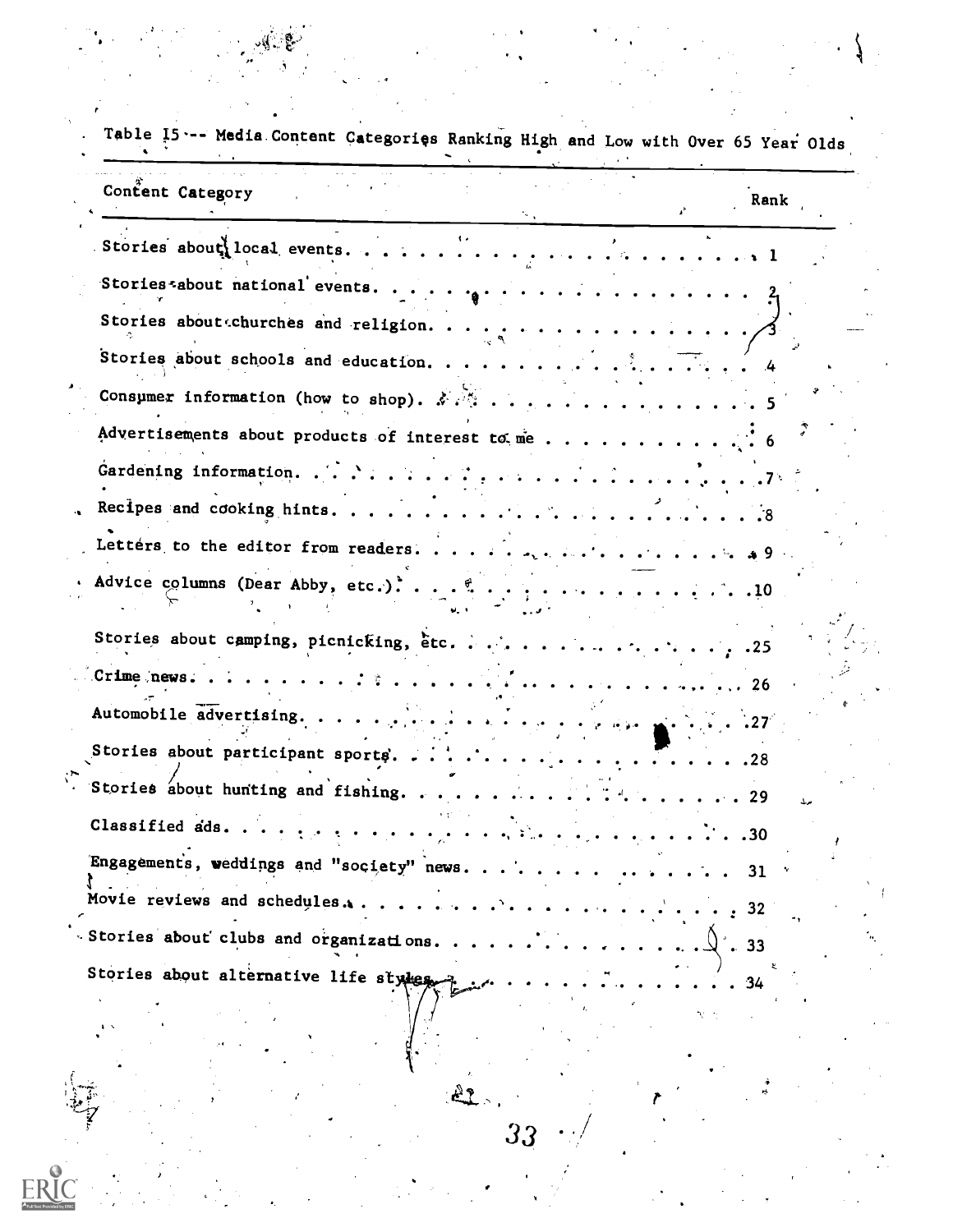Table 15 -- Media Content Categories Ranking High and Low with Over 65 Year Olds

| Content Category | Rank |
|---|---|
| Stories about local events | 1 |
| Stories about national events | 2 |
| Stories about churches and religion | 3 |
| Stories about schools and education | 4 |
| Consumer information (how to shop) | 5 |
| Advertisements about products of interest to me | 6 |
| Gardening information | 7 |
| Recipes and cooking hints | 8 |
| Letters to the editor from readers | 9 |
| Advice columns (Dear Abby, etc.) | 10 |
| Stories about camping, picnicking, etc. | 25 |
| Crime news | 26 |
| Automobile advertising | 27 |
| Stories about participant sports | 28 |
| Stories about hunting and fishing | 29 |
| Classified ads | 30 |
| Engagements, weddings and "society" news | 31 |
| Movie reviews and schedules | 32 |
| Stories about clubs and organizations | 33 |
| Stories about alternative life styles | 34 |